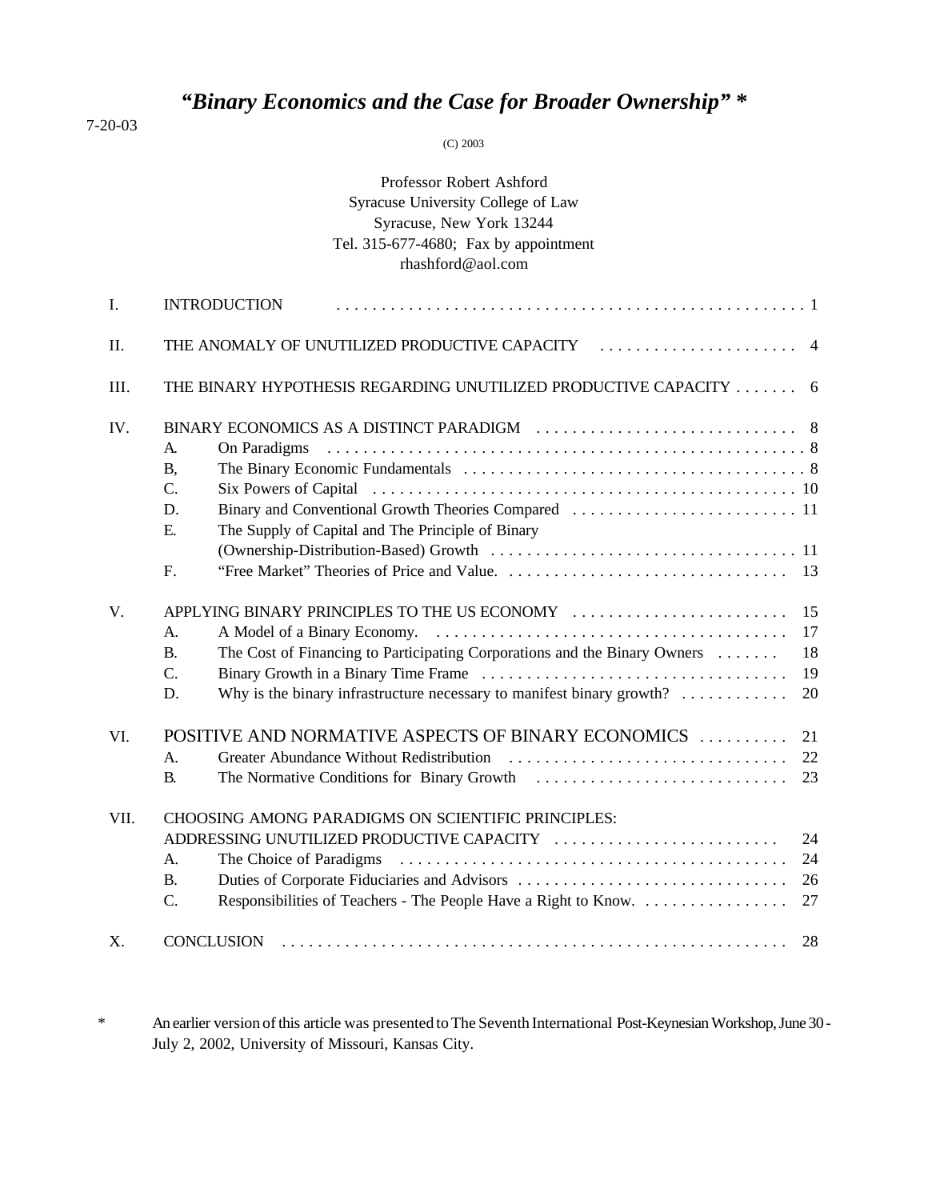# *"Binary Economics and the Case for Broader Ownership"* *

7-20-03

(C) 2003

Professor Robert Ashford
Syracuse University College of Law
Syracuse, New York 13244
Tel. 315-677-4680; Fax by appointment
rhashford@aol.com

| | | | |
|---|---|---|---|
| I. | INTRODUCTION | | 1 |
| II. | THE ANOMALY OF UNUTILIZED PRODUCTIVE CAPACITY | | 4 |
| III. | THE BINARY HYPOTHESIS REGARDING UNUTILIZED PRODUCTIVE CAPACITY | | 6 |
| IV. | BINARY ECONOMICS AS A DISTINCT PARADIGM | | 8 |
| | A. | On Paradigms | 8 |
| | B, | The Binary Economic Fundamentals | 8 |
| | C. | Six Powers of Capital | 10 |
| | D. | Binary and Conventional Growth Theories Compared | 11 |
| | E. | The Supply of Capital and The Principle of Binary (Ownership-Distribution-Based) Growth | 11 |
| | F. | "Free Market" Theories of Price and Value. | 13 |
| V. | APPLYING BINARY PRINCIPLES TO THE US ECONOMY | | 15 |
| | A. | A Model of a Binary Economy. | 17 |
| | B. | The Cost of Financing to Participating Corporations and the Binary Owners | 18 |
| | C. | Binary Growth in a Binary Time Frame | 19 |
| | D. | Why is the binary infrastructure necessary to manifest binary growth? | 20 |
| VI. | POSITIVE AND NORMATIVE ASPECTS OF BINARY ECONOMICS | | 21 |
| | A. | Greater Abundance Without Redistribution | 22 |
| | B. | The Normative Conditions for Binary Growth | 23 |
| VII. | CHOOSING AMONG PARADIGMS ON SCIENTIFIC PRINCIPLES: ADDRESSING UNUTILIZED PRODUCTIVE CAPACITY | | 24 |
| | A. | The Choice of Paradigms | 24 |
| | B. | Duties of Corporate Fiduciaries and Advisors | 26 |
| | C. | Responsibilities of Teachers - The People Have a Right to Know. | 27 |
| X. | CONCLUSION | | 28 |

\* An earlier version of this article was presented to The Seventh International Post-Keynesian Workshop, June 30 - July 2, 2002, University of Missouri, Kansas City.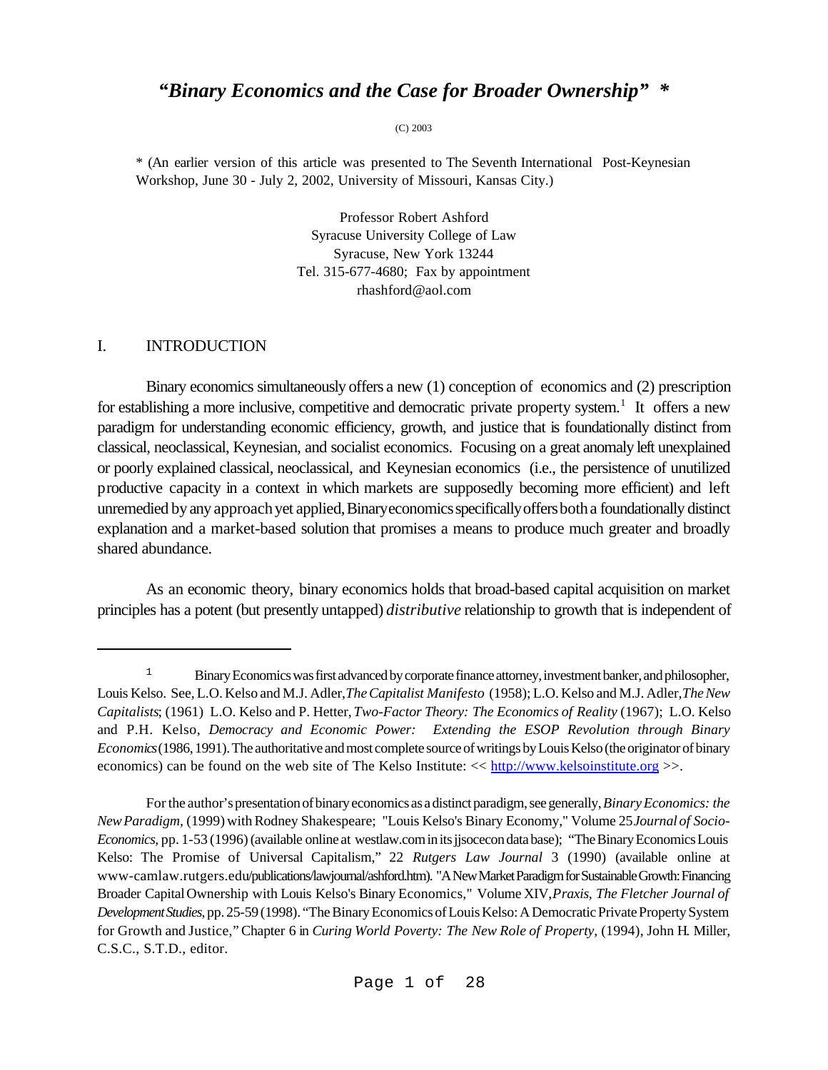# *"Binary Economics and the Case for Broader Ownership"* *

(C) 2003

* (An earlier version of this article was presented to The Seventh International Post-Keynesian Workshop, June 30 - July 2, 2002, University of Missouri, Kansas City.)

Professor Robert Ashford
Syracuse University College of Law
Syracuse, New York 13244
Tel. 315-677-4680; Fax by appointment
rhashford@aol.com

## I. INTRODUCTION

Binary economics simultaneously offers a new (1) conception of economics and (2) prescription for establishing a more inclusive, competitive and democratic private property system.[1] It offers a new paradigm for understanding economic efficiency, growth, and justice that is foundationally distinct from classical, neoclassical, Keynesian, and socialist economics. Focusing on a great anomaly left unexplained or poorly explained classical, neoclassical, and Keynesian economics (i.e., the persistence of unutilized productive capacity in a context in which markets are supposedly becoming more efficient) and left unremedied by any approach yet applied, Binary economics specifically offers both a foundationally distinct explanation and a market-based solution that promises a means to produce much greater and broadly shared abundance.

As an economic theory, binary economics holds that broad-based capital acquisition on market principles has a potent (but presently untapped) *distributive* relationship to growth that is independent of

---

[1] Binary Economics was first advanced by corporate finance attorney, investment banker, and philosopher, Louis Kelso. See, L.O. Kelso and M.J. Adler, *The Capitalist Manifesto* (1958); L.O. Kelso and M.J. Adler, *The New Capitalists*; (1961) L.O. Kelso and P. Hetter, *Two-Factor Theory: The Economics of Reality* (1967); L.O. Kelso and P.H. Kelso, *Democracy and Economic Power: Extending the ESOP Revolution through Binary Economics* (1986, 1991). The authoritative and most complete source of writings by Louis Kelso (the originator of binary economics) can be found on the web site of The Kelso Institute: << http://www.kelsoinstitute.org >>.

For the author's presentation of binary economics as a distinct paradigm, see generally, *Binary Economics: the New Paradigm,* (1999) with Rodney Shakespeare; "Louis Kelso's Binary Economy," Volume 25 *Journal of Socio-Economics,* pp. 1-53 (1996) (available online at westlaw.com in its jjsocecon data base); "The Binary Economics Louis Kelso: The Promise of Universal Capitalism," 22 *Rutgers Law Journal* 3 (1990) (available online at www-camlaw.rutgers.edu/publications/lawjournal/ashford.htm). "A New Market Paradigm for Sustainable Growth: Financing Broader Capital Ownership with Louis Kelso's Binary Economics," Volume XIV, *Praxis, The Fletcher Journal of Development Studies*, pp. 25-59 (1998). "The Binary Economics of Louis Kelso: A Democratic Private Property System for Growth and Justice," Chapter 6 in *Curing World Poverty: The New Role of Property*, (1994), John H. Miller, C.S.C., S.T.D., editor.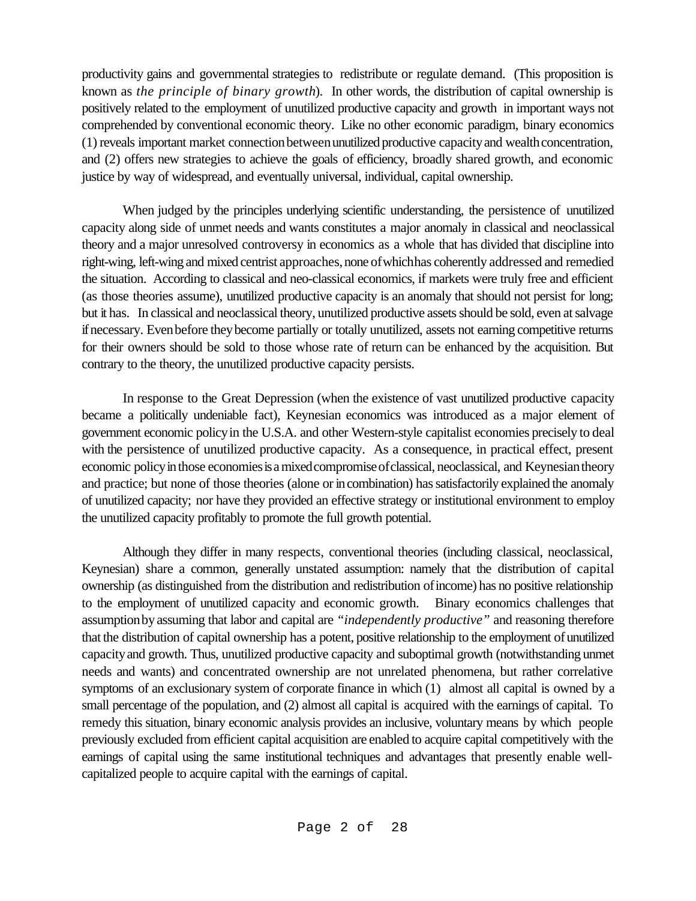productivity gains and governmental strategies to redistribute or regulate demand. (This proposition is known as *the principle of binary growth*). In other words, the distribution of capital ownership is positively related to the employment of unutilized productive capacity and growth in important ways not comprehended by conventional economic theory. Like no other economic paradigm, binary economics (1) reveals important market connection between unutilized productive capacity and wealth concentration, and (2) offers new strategies to achieve the goals of efficiency, broadly shared growth, and economic justice by way of widespread, and eventually universal, individual, capital ownership.

When judged by the principles underlying scientific understanding, the persistence of unutilized capacity along side of unmet needs and wants constitutes a major anomaly in classical and neoclassical theory and a major unresolved controversy in economics as a whole that has divided that discipline into right-wing, left-wing and mixed centrist approaches, none of which has coherently addressed and remedied the situation. According to classical and neo-classical economics, if markets were truly free and efficient (as those theories assume), unutilized productive capacity is an anomaly that should not persist for long; but it has. In classical and neoclassical theory, unutilized productive assets should be sold, even at salvage if necessary. Even before they become partially or totally unutilized, assets not earning competitive returns for their owners should be sold to those whose rate of return can be enhanced by the acquisition. But contrary to the theory, the unutilized productive capacity persists.

In response to the Great Depression (when the existence of vast unutilized productive capacity became a politically undeniable fact), Keynesian economics was introduced as a major element of government economic policy in the U.S.A. and other Western-style capitalist economies precisely to deal with the persistence of unutilized productive capacity. As a consequence, in practical effect, present economic policy in those economies is a mixed compromise of classical, neoclassical, and Keynesian theory and practice; but none of those theories (alone or in combination) has satisfactorily explained the anomaly of unutilized capacity; nor have they provided an effective strategy or institutional environment to employ the unutilized capacity profitably to promote the full growth potential.

Although they differ in many respects, conventional theories (including classical, neoclassical, Keynesian) share a common, generally unstated assumption: namely that the distribution of capital ownership (as distinguished from the distribution and redistribution of income) has no positive relationship to the employment of unutilized capacity and economic growth. Binary economics challenges that assumption by assuming that labor and capital are *"independently productive"* and reasoning therefore that the distribution of capital ownership has a potent, positive relationship to the employment of unutilized capacity and growth. Thus, unutilized productive capacity and suboptimal growth (notwithstanding unmet needs and wants) and concentrated ownership are not unrelated phenomena, but rather correlative symptoms of an exclusionary system of corporate finance in which (1) almost all capital is owned by a small percentage of the population, and (2) almost all capital is acquired with the earnings of capital. To remedy this situation, binary economic analysis provides an inclusive, voluntary means by which people previously excluded from efficient capital acquisition are enabled to acquire capital competitively with the earnings of capital using the same institutional techniques and advantages that presently enable well-capitalized people to acquire capital with the earnings of capital.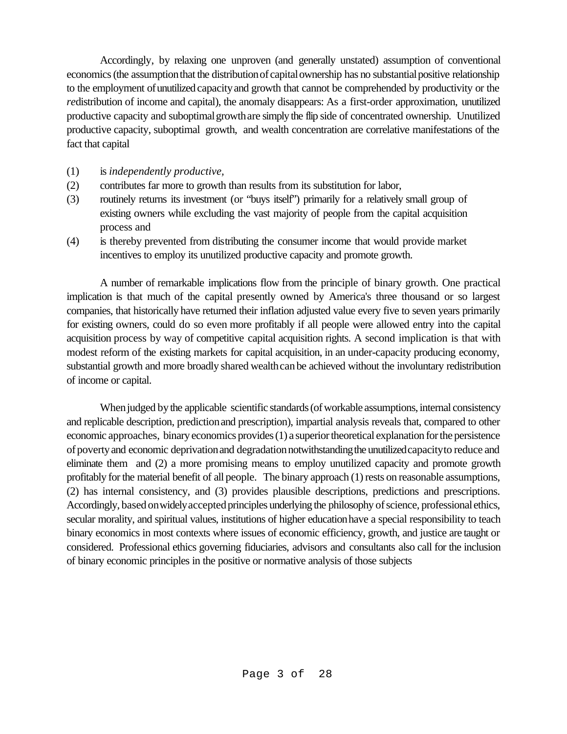Accordingly, by relaxing one unproven (and generally unstated) assumption of conventional economics (the assumption that the distribution of capital ownership has no substantial positive relationship to the employment of unutilized capacity and growth that cannot be comprehended by productivity or the *re*distribution of income and capital), the anomaly disappears: As a first-order approximation, unutilized productive capacity and suboptimal growth are simply the flip side of concentrated ownership. Unutilized productive capacity, suboptimal growth, and wealth concentration are correlative manifestations of the fact that capital

(1) is *independently productive,*
(2) contributes far more to growth than results from its substitution for labor,
(3) routinely returns its investment (or "buys itself") primarily for a relatively small group of existing owners while excluding the vast majority of people from the capital acquisition process and
(4) is thereby prevented from distributing the consumer income that would provide market incentives to employ its unutilized productive capacity and promote growth.

A number of remarkable implications flow from the principle of binary growth. One practical implication is that much of the capital presently owned by America's three thousand or so largest companies, that historically have returned their inflation adjusted value every five to seven years primarily for existing owners, could do so even more profitably if all people were allowed entry into the capital acquisition process by way of competitive capital acquisition rights. A second implication is that with modest reform of the existing markets for capital acquisition, in an under-capacity producing economy, substantial growth and more broadly shared wealth can be achieved without the involuntary redistribution of income or capital.

When judged by the applicable scientific standards (of workable assumptions, internal consistency and replicable description, prediction and prescription), impartial analysis reveals that, compared to other economic approaches, binary economics provides (1) a superior theoretical explanation for the persistence of poverty and economic deprivation and degradation notwithstanding the unutilized capacity to reduce and eliminate them and (2) a more promising means to employ unutilized capacity and promote growth profitably for the material benefit of all people. The binary approach (1) rests on reasonable assumptions, (2) has internal consistency, and (3) provides plausible descriptions, predictions and prescriptions. Accordingly, based on widely accepted principles underlying the philosophy of science, professional ethics, secular morality, and spiritual values, institutions of higher education have a special responsibility to teach binary economics in most contexts where issues of economic efficiency, growth, and justice are taught or considered. Professional ethics governing fiduciaries, advisors and consultants also call for the inclusion of binary economic principles in the positive or normative analysis of those subjects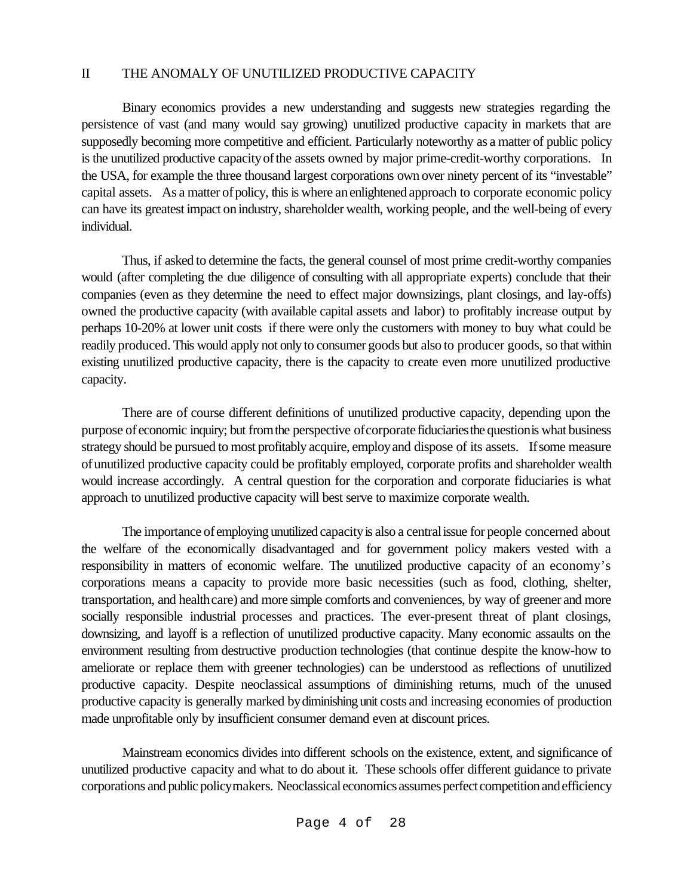## II THE ANOMALY OF UNUTILIZED PRODUCTIVE CAPACITY

Binary economics provides a new understanding and suggests new strategies regarding the persistence of vast (and many would say growing) unutilized productive capacity in markets that are supposedly becoming more competitive and efficient. Particularly noteworthy as a matter of public policy is the unutilized productive capacity of the assets owned by major prime-credit-worthy corporations. In the USA, for example the three thousand largest corporations own over ninety percent of its "investable" capital assets. As a matter of policy, this is where an enlightened approach to corporate economic policy can have its greatest impact on industry, shareholder wealth, working people, and the well-being of every individual.

Thus, if asked to determine the facts, the general counsel of most prime credit-worthy companies would (after completing the due diligence of consulting with all appropriate experts) conclude that their companies (even as they determine the need to effect major downsizings, plant closings, and lay-offs) owned the productive capacity (with available capital assets and labor) to profitably increase output by perhaps 10-20% at lower unit costs if there were only the customers with money to buy what could be readily produced. This would apply not only to consumer goods but also to producer goods, so that within existing unutilized productive capacity, there is the capacity to create even more unutilized productive capacity.

There are of course different definitions of unutilized productive capacity, depending upon the purpose of economic inquiry; but from the perspective of corporate fiduciaries the question is what business strategy should be pursued to most profitably acquire, employ and dispose of its assets. If some measure of unutilized productive capacity could be profitably employed, corporate profits and shareholder wealth would increase accordingly. A central question for the corporation and corporate fiduciaries is what approach to unutilized productive capacity will best serve to maximize corporate wealth.

The importance of employing unutilized capacity is also a central issue for people concerned about the welfare of the economically disadvantaged and for government policy makers vested with a responsibility in matters of economic welfare. The unutilized productive capacity of an economy's corporations means a capacity to provide more basic necessities (such as food, clothing, shelter, transportation, and health care) and more simple comforts and conveniences, by way of greener and more socially responsible industrial processes and practices. The ever-present threat of plant closings, downsizing, and layoff is a reflection of unutilized productive capacity. Many economic assaults on the environment resulting from destructive production technologies (that continue despite the know-how to ameliorate or replace them with greener technologies) can be understood as reflections of unutilized productive capacity. Despite neoclassical assumptions of diminishing returns, much of the unused productive capacity is generally marked by diminishing unit costs and increasing economies of production made unprofitable only by insufficient consumer demand even at discount prices.

Mainstream economics divides into different schools on the existence, extent, and significance of unutilized productive capacity and what to do about it. These schools offer different guidance to private corporations and public policymakers. Neoclassical economics assumes perfect competition and efficiency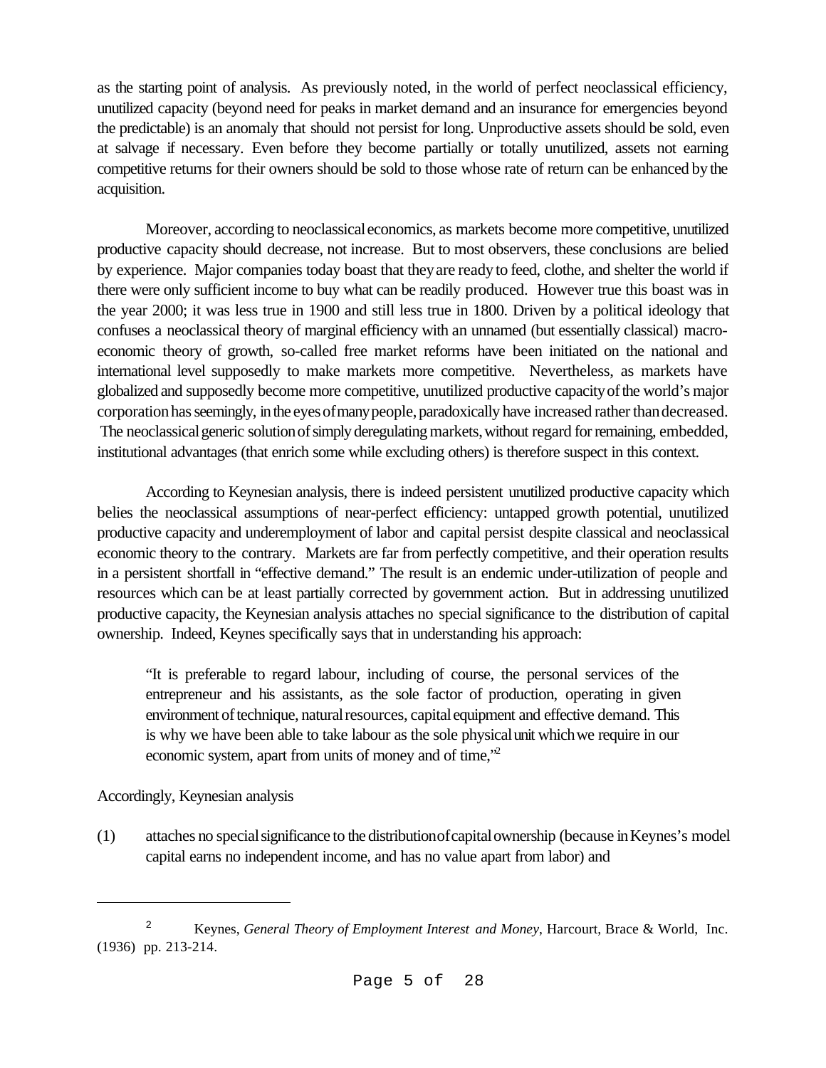as the starting point of analysis. As previously noted, in the world of perfect neoclassical efficiency, unutilized capacity (beyond need for peaks in market demand and an insurance for emergencies beyond the predictable) is an anomaly that should not persist for long. Unproductive assets should be sold, even at salvage if necessary. Even before they become partially or totally unutilized, assets not earning competitive returns for their owners should be sold to those whose rate of return can be enhanced by the acquisition.

Moreover, according to neoclassical economics, as markets become more competitive, unutilized productive capacity should decrease, not increase. But to most observers, these conclusions are belied by experience. Major companies today boast that they are ready to feed, clothe, and shelter the world if there were only sufficient income to buy what can be readily produced. However true this boast was in the year 2000; it was less true in 1900 and still less true in 1800. Driven by a political ideology that confuses a neoclassical theory of marginal efficiency with an unnamed (but essentially classical) macro-economic theory of growth, so-called free market reforms have been initiated on the national and international level supposedly to make markets more competitive. Nevertheless, as markets have globalized and supposedly become more competitive, unutilized productive capacity of the world's major corporation has seemingly, in the eyes of many people, paradoxically have increased rather than decreased. The neoclassical generic solution of simply deregulating markets, without regard for remaining, embedded, institutional advantages (that enrich some while excluding others) is therefore suspect in this context.

According to Keynesian analysis, there is indeed persistent unutilized productive capacity which belies the neoclassical assumptions of near-perfect efficiency: untapped growth potential, unutilized productive capacity and underemployment of labor and capital persist despite classical and neoclassical economic theory to the contrary. Markets are far from perfectly competitive, and their operation results in a persistent shortfall in "effective demand." The result is an endemic under-utilization of people and resources which can be at least partially corrected by government action. But in addressing unutilized productive capacity, the Keynesian analysis attaches no special significance to the distribution of capital ownership. Indeed, Keynes specifically says that in understanding his approach:

> "It is preferable to regard labour, including of course, the personal services of the entrepreneur and his assistants, as the sole factor of production, operating in given environment of technique, natural resources, capital equipment and effective demand. This is why we have been able to take labour as the sole physical unit which we require in our economic system, apart from units of money and of time,"[2]

Accordingly, Keynesian analysis

(1) attaches no special significance to the distribution of capital ownership (because in Keynes's model capital earns no independent income, and has no value apart from labor) and

---

[2] Keynes, *General Theory of Employment Interest and Money*, Harcourt, Brace & World, Inc. (1936) pp. 213-214.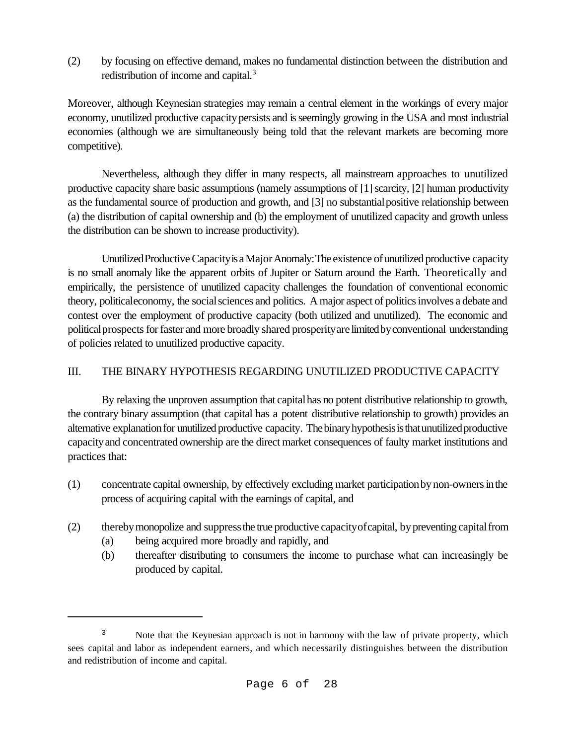(2) by focusing on effective demand, makes no fundamental distinction between the distribution and redistribution of income and capital.[3]

Moreover, although Keynesian strategies may remain a central element in the workings of every major economy, unutilized productive capacity persists and is seemingly growing in the USA and most industrial economies (although we are simultaneously being told that the relevant markets are becoming more competitive).

Nevertheless, although they differ in many respects, all mainstream approaches to unutilized productive capacity share basic assumptions (namely assumptions of [1] scarcity, [2] human productivity as the fundamental source of production and growth, and [3] no substantial positive relationship between (a) the distribution of capital ownership and (b) the employment of unutilized capacity and growth unless the distribution can be shown to increase productivity).

Unutilized Productive Capacity is a Major Anomaly: The existence of unutilized productive capacity is no small anomaly like the apparent orbits of Jupiter or Saturn around the Earth. Theoretically and empirically, the persistence of unutilized capacity challenges the foundation of conventional economic theory, political economy, the social sciences and politics. A major aspect of politics involves a debate and contest over the employment of productive capacity (both utilized and unutilized). The economic and political prospects for faster and more broadly shared prosperity are limited by conventional understanding of policies related to unutilized productive capacity.

## III. THE BINARY HYPOTHESIS REGARDING UNUTILIZED PRODUCTIVE CAPACITY

By relaxing the unproven assumption that capital has no potent distributive relationship to growth, the contrary binary assumption (that capital has a potent distributive relationship to growth) provides an alternative explanation for unutilized productive capacity. The binary hypothesis is that unutilized productive capacity and concentrated ownership are the direct market consequences of faulty market institutions and practices that:

(1) concentrate capital ownership, by effectively excluding market participation by non-owners in the process of acquiring capital with the earnings of capital, and

(2) thereby monopolize and suppress the true productive capacity of capital, by preventing capital from
   (a) being acquired more broadly and rapidly, and
   (b) thereafter distributing to consumers the income to purchase what can increasingly be produced by capital.

---

[3] Note that the Keynesian approach is not in harmony with the law of private property, which sees capital and labor as independent earners, and which necessarily distinguishes between the distribution and redistribution of income and capital.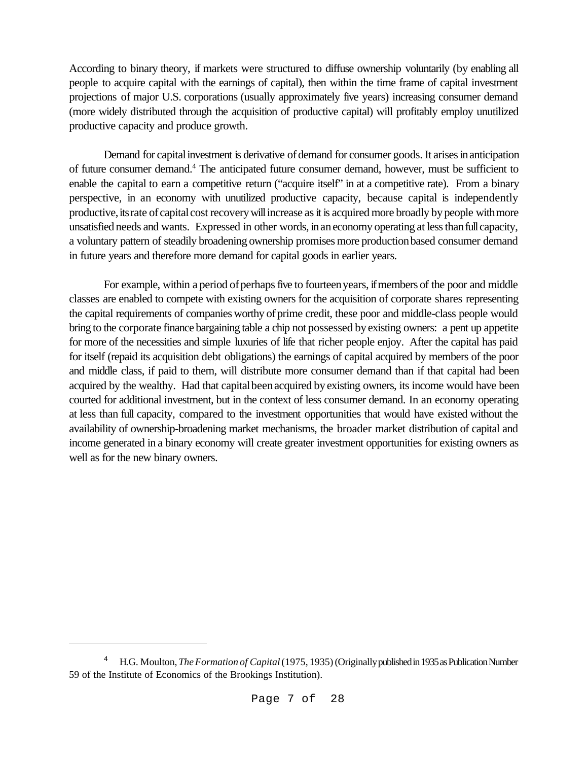According to binary theory, if markets were structured to diffuse ownership voluntarily (by enabling all people to acquire capital with the earnings of capital), then within the time frame of capital investment projections of major U.S. corporations (usually approximately five years) increasing consumer demand (more widely distributed through the acquisition of productive capital) will profitably employ unutilized productive capacity and produce growth.

Demand for capital investment is derivative of demand for consumer goods. It arises in anticipation of future consumer demand.[4] The anticipated future consumer demand, however, must be sufficient to enable the capital to earn a competitive return ("acquire itself" in at a competitive rate). From a binary perspective, in an economy with unutilized productive capacity, because capital is independently productive, its rate of capital cost recovery will increase as it is acquired more broadly by people with more unsatisfied needs and wants. Expressed in other words, in an economy operating at less than full capacity, a voluntary pattern of steadily broadening ownership promises more production based consumer demand in future years and therefore more demand for capital goods in earlier years.

For example, within a period of perhaps five to fourteen years, if members of the poor and middle classes are enabled to compete with existing owners for the acquisition of corporate shares representing the capital requirements of companies worthy of prime credit, these poor and middle-class people would bring to the corporate finance bargaining table a chip not possessed by existing owners: a pent up appetite for more of the necessities and simple luxuries of life that richer people enjoy. After the capital has paid for itself (repaid its acquisition debt obligations) the earnings of capital acquired by members of the poor and middle class, if paid to them, will distribute more consumer demand than if that capital had been acquired by the wealthy. Had that capital been acquired by existing owners, its income would have been courted for additional investment, but in the context of less consumer demand. In an economy operating at less than full capacity, compared to the investment opportunities that would have existed without the availability of ownership-broadening market mechanisms, the broader market distribution of capital and income generated in a binary economy will create greater investment opportunities for existing owners as well as for the new binary owners.

---

[4] H.G. Moulton, *The Formation of Capital* (1975, 1935) (Originally published in 1935 as Publication Number 59 of the Institute of Economics of the Brookings Institution).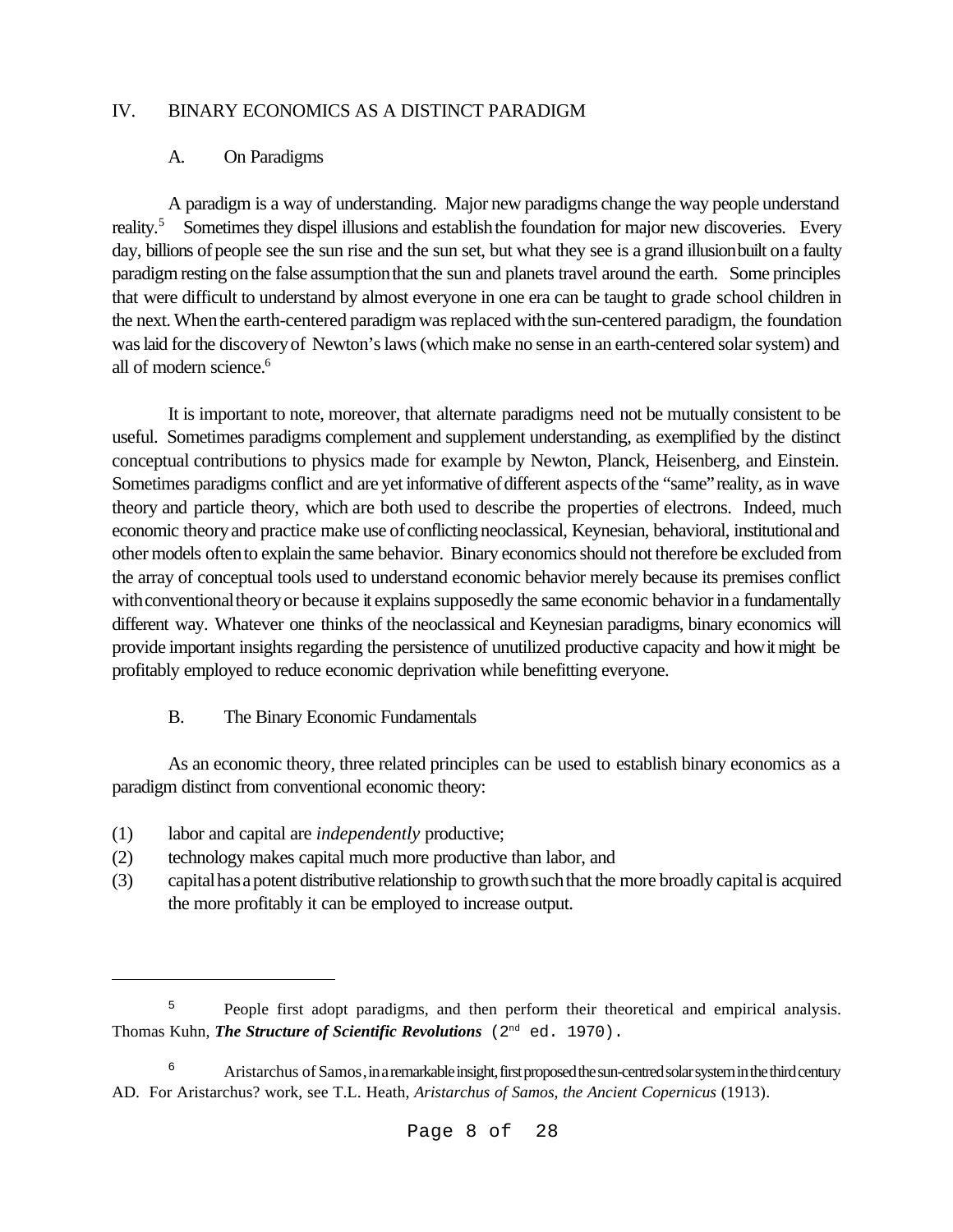## IV. BINARY ECONOMICS AS A DISTINCT PARADIGM

### A. On Paradigms

A paradigm is a way of understanding. Major new paradigms change the way people understand reality.[5] Sometimes they dispel illusions and establish the foundation for major new discoveries. Every day, billions of people see the sun rise and the sun set, but what they see is a grand illusion built on a faulty paradigm resting on the false assumption that the sun and planets travel around the earth. Some principles that were difficult to understand by almost everyone in one era can be taught to grade school children in the next. When the earth-centered paradigm was replaced with the sun-centered paradigm, the foundation was laid for the discovery of Newton's laws (which make no sense in an earth-centered solar system) and all of modern science.[6]

It is important to note, moreover, that alternate paradigms need not be mutually consistent to be useful. Sometimes paradigms complement and supplement understanding, as exemplified by the distinct conceptual contributions to physics made for example by Newton, Planck, Heisenberg, and Einstein. Sometimes paradigms conflict and are yet informative of different aspects of the "same" reality, as in wave theory and particle theory, which are both used to describe the properties of electrons. Indeed, much economic theory and practice make use of conflicting neoclassical, Keynesian, behavioral, institutional and other models often to explain the same behavior. Binary economics should not therefore be excluded from the array of conceptual tools used to understand economic behavior merely because its premises conflict with conventional theory or because it explains supposedly the same economic behavior in a fundamentally different way. Whatever one thinks of the neoclassical and Keynesian paradigms, binary economics will provide important insights regarding the persistence of unutilized productive capacity and how it might be profitably employed to reduce economic deprivation while benefitting everyone.

### B. The Binary Economic Fundamentals

As an economic theory, three related principles can be used to establish binary economics as a paradigm distinct from conventional economic theory:

(1) labor and capital are *independently* productive;

(2) technology makes capital much more productive than labor, and

(3) capital has a potent distributive relationship to growth such that the more broadly capital is acquired the more profitably it can be employed to increase output.

---

[5] People first adopt paradigms, and then perform their theoretical and empirical analysis. Thomas Kuhn, ***The Structure of Scientific Revolutions*** (2nd ed. 1970).

[6] Aristarchus of Samos, in a remarkable insight, first proposed the sun-centred solar system in the third century AD. For Aristarchus? work, see T.L. Heath, *Aristarchus of Samos, the Ancient Copernicus* (1913).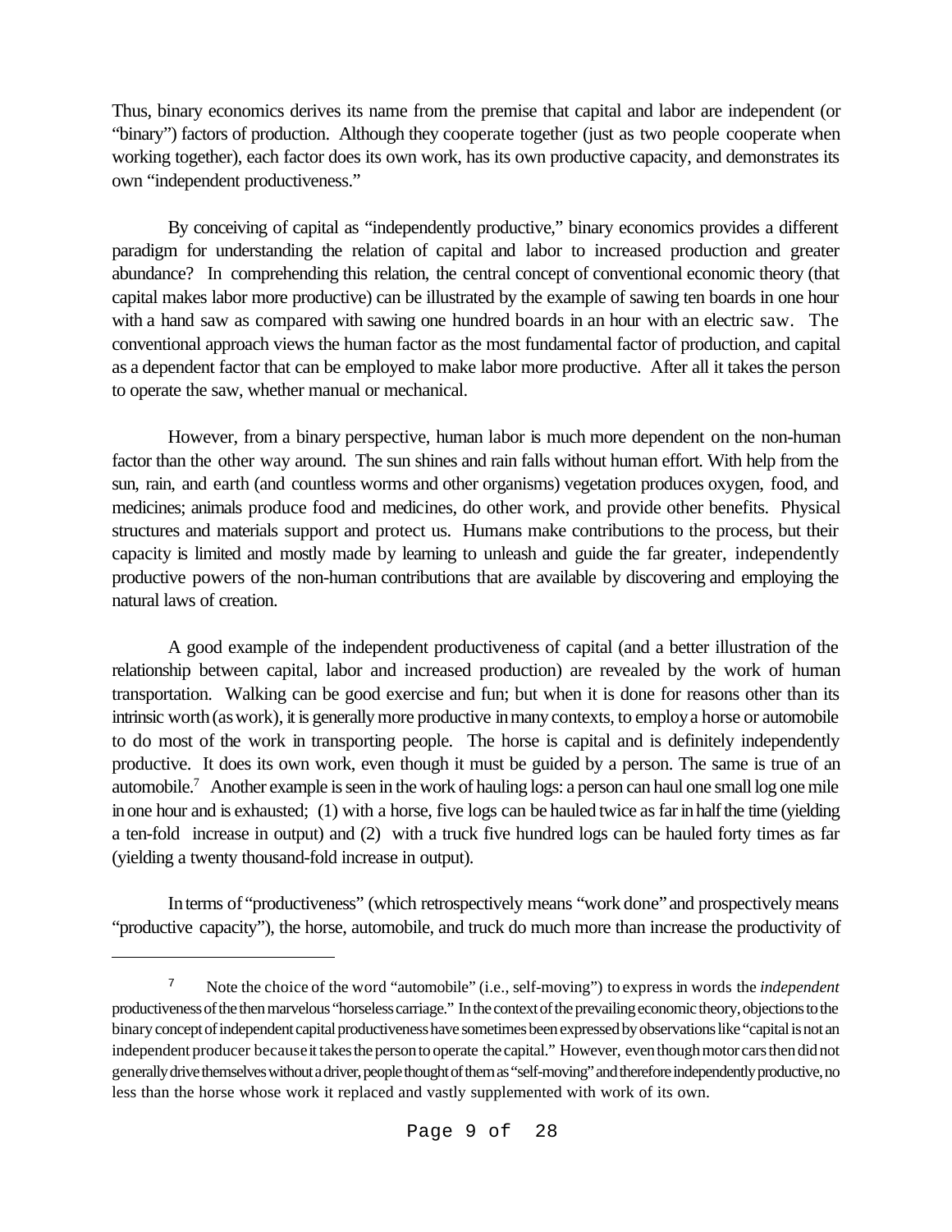Thus, binary economics derives its name from the premise that capital and labor are independent (or "binary") factors of production. Although they cooperate together (just as two people cooperate when working together), each factor does its own work, has its own productive capacity, and demonstrates its own "independent productiveness."

By conceiving of capital as "independently productive," binary economics provides a different paradigm for understanding the relation of capital and labor to increased production and greater abundance? In comprehending this relation, the central concept of conventional economic theory (that capital makes labor more productive) can be illustrated by the example of sawing ten boards in one hour with a hand saw as compared with sawing one hundred boards in an hour with an electric saw. The conventional approach views the human factor as the most fundamental factor of production, and capital as a dependent factor that can be employed to make labor more productive. After all it takes the person to operate the saw, whether manual or mechanical.

However, from a binary perspective, human labor is much more dependent on the non-human factor than the other way around. The sun shines and rain falls without human effort. With help from the sun, rain, and earth (and countless worms and other organisms) vegetation produces oxygen, food, and medicines; animals produce food and medicines, do other work, and provide other benefits. Physical structures and materials support and protect us. Humans make contributions to the process, but their capacity is limited and mostly made by learning to unleash and guide the far greater, independently productive powers of the non-human contributions that are available by discovering and employing the natural laws of creation.

A good example of the independent productiveness of capital (and a better illustration of the relationship between capital, labor and increased production) are revealed by the work of human transportation. Walking can be good exercise and fun; but when it is done for reasons other than its intrinsic worth (as work), it is generally more productive in many contexts, to employ a horse or automobile to do most of the work in transporting people. The horse is capital and is definitely independently productive. It does its own work, even though it must be guided by a person. The same is true of an automobile.[7] Another example is seen in the work of hauling logs: a person can haul one small log one mile in one hour and is exhausted; (1) with a horse, five logs can be hauled twice as far in half the time (yielding a ten-fold increase in output) and (2) with a truck five hundred logs can be hauled forty times as far (yielding a twenty thousand-fold increase in output).

In terms of "productiveness" (which retrospectively means "work done" and prospectively means "productive capacity"), the horse, automobile, and truck do much more than increase the productivity of

---

[7] Note the choice of the word "automobile" (i.e., self-moving") to express in words the *independent* productiveness of the then marvelous "horseless carriage." In the context of the prevailing economic theory, objections to the binary concept of independent capital productiveness have sometimes been expressed by observations like "capital is not an independent producer because it takes the person to operate the capital." However, even though motor cars then did not generally drive themselves without a driver, people thought of them as "self-moving" and therefore independently productive, no less than the horse whose work it replaced and vastly supplemented with work of its own.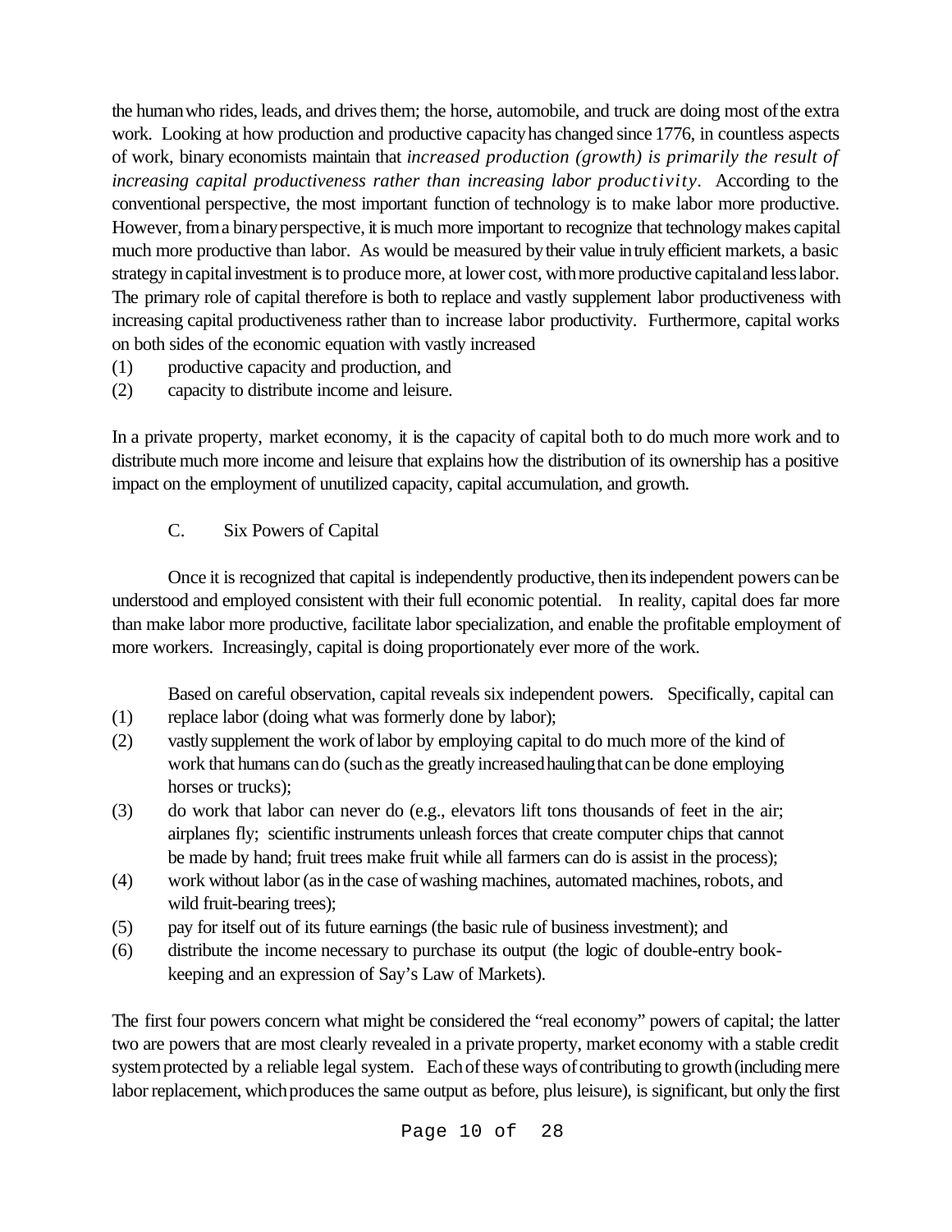the human who rides, leads, and drives them; the horse, automobile, and truck are doing most of the extra work. Looking at how production and productive capacity has changed since 1776, in countless aspects of work, binary economists maintain that *increased production (growth) is primarily the result of increasing capital productiveness rather than increasing labor productivity*. According to the conventional perspective, the most important function of technology is to make labor more productive. However, from a binary perspective, it is much more important to recognize that technology makes capital much more productive than labor. As would be measured by their value in truly efficient markets, a basic strategy in capital investment is to produce more, at lower cost, with more productive capital and less labor. The primary role of capital therefore is both to replace and vastly supplement labor productiveness with increasing capital productiveness rather than to increase labor productivity. Furthermore, capital works on both sides of the economic equation with vastly increased

(1) productive capacity and production, and
(2) capacity to distribute income and leisure.

In a private property, market economy, it is the capacity of capital both to do much more work and to distribute much more income and leisure that explains how the distribution of its ownership has a positive impact on the employment of unutilized capacity, capital accumulation, and growth.

### C. Six Powers of Capital

Once it is recognized that capital is independently productive, then its independent powers can be understood and employed consistent with their full economic potential. In reality, capital does far more than make labor more productive, facilitate labor specialization, and enable the profitable employment of more workers. Increasingly, capital is doing proportionately ever more of the work.

Based on careful observation, capital reveals six independent powers. Specifically, capital can

(1) replace labor (doing what was formerly done by labor);
(2) vastly supplement the work of labor by employing capital to do much more of the kind of work that humans can do (such as the greatly increased hauling that can be done employing horses or trucks);
(3) do work that labor can never do (e.g., elevators lift tons thousands of feet in the air; airplanes fly; scientific instruments unleash forces that create computer chips that cannot be made by hand; fruit trees make fruit while all farmers can do is assist in the process);
(4) work without labor (as in the case of washing machines, automated machines, robots, and wild fruit-bearing trees);
(5) pay for itself out of its future earnings (the basic rule of business investment); and
(6) distribute the income necessary to purchase its output (the logic of double-entry book-keeping and an expression of Say's Law of Markets).

The first four powers concern what might be considered the "real economy" powers of capital; the latter two are powers that are most clearly revealed in a private property, market economy with a stable credit system protected by a reliable legal system. Each of these ways of contributing to growth (including mere labor replacement, which produces the same output as before, plus leisure), is significant, but only the first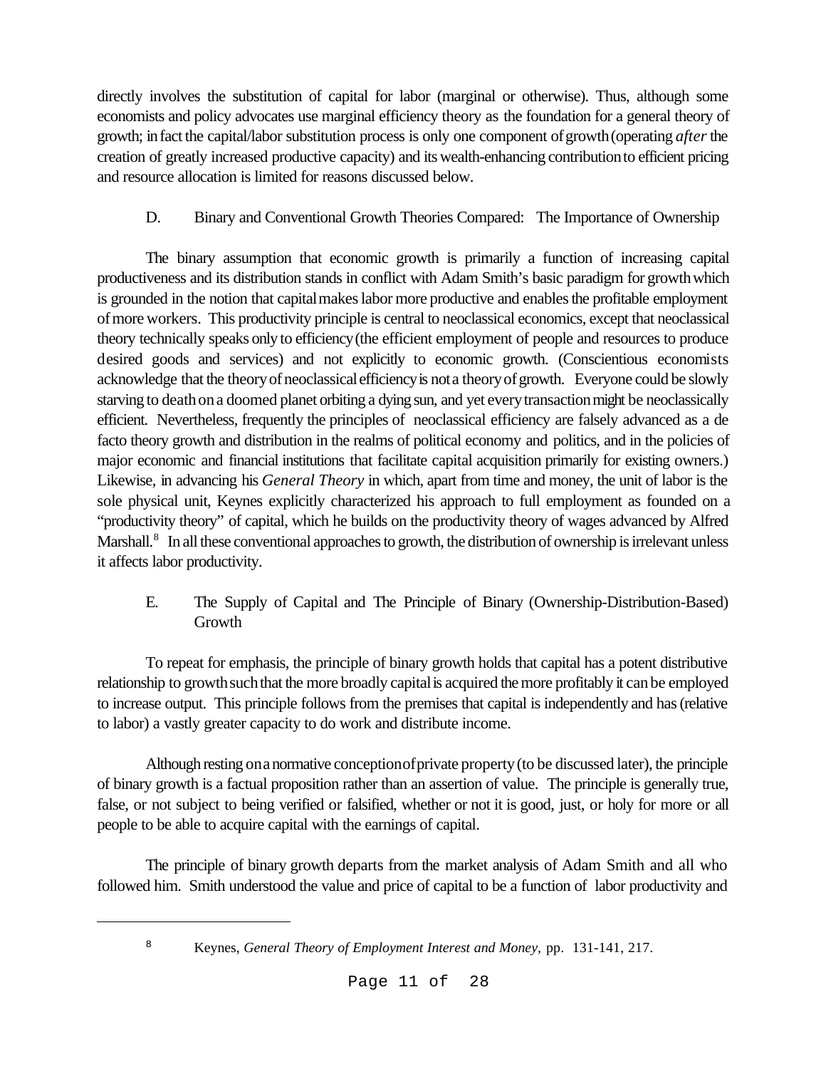directly involves the substitution of capital for labor (marginal or otherwise). Thus, although some economists and policy advocates use marginal efficiency theory as the foundation for a general theory of growth; in fact the capital/labor substitution process is only one component of growth (operating *after* the creation of greatly increased productive capacity) and its wealth-enhancing contribution to efficient pricing and resource allocation is limited for reasons discussed below.

### D. Binary and Conventional Growth Theories Compared: The Importance of Ownership

The binary assumption that economic growth is primarily a function of increasing capital productiveness and its distribution stands in conflict with Adam Smith's basic paradigm for growth which is grounded in the notion that capital makes labor more productive and enables the profitable employment of more workers. This productivity principle is central to neoclassical economics, except that neoclassical theory technically speaks only to efficiency (the efficient employment of people and resources to produce desired goods and services) and not explicitly to economic growth. (Conscientious economists acknowledge that the theory of neoclassical efficiency is not a theory of growth. Everyone could be slowly starving to death on a doomed planet orbiting a dying sun, and yet every transaction might be neoclassically efficient. Nevertheless, frequently the principles of neoclassical efficiency are falsely advanced as a de facto theory growth and distribution in the realms of political economy and politics, and in the policies of major economic and financial institutions that facilitate capital acquisition primarily for existing owners.) Likewise, in advancing his *General Theory* in which, apart from time and money, the unit of labor is the sole physical unit, Keynes explicitly characterized his approach to full employment as founded on a "productivity theory" of capital, which he builds on the productivity theory of wages advanced by Alfred Marshall.[8] In all these conventional approaches to growth, the distribution of ownership is irrelevant unless it affects labor productivity.

### E. The Supply of Capital and The Principle of Binary (Ownership-Distribution-Based) Growth

To repeat for emphasis, the principle of binary growth holds that capital has a potent distributive relationship to growth such that the more broadly capital is acquired the more profitably it can be employed to increase output. This principle follows from the premises that capital is independently and has (relative to labor) a vastly greater capacity to do work and distribute income.

Although resting on a normative conception of private property (to be discussed later), the principle of binary growth is a factual proposition rather than an assertion of value. The principle is generally true, false, or not subject to being verified or falsified, whether or not it is good, just, or holy for more or all people to be able to acquire capital with the earnings of capital.

The principle of binary growth departs from the market analysis of Adam Smith and all who followed him. Smith understood the value and price of capital to be a function of labor productivity and

---

[8] Keynes, *General Theory of Employment Interest and Money,* pp. 131-141, 217.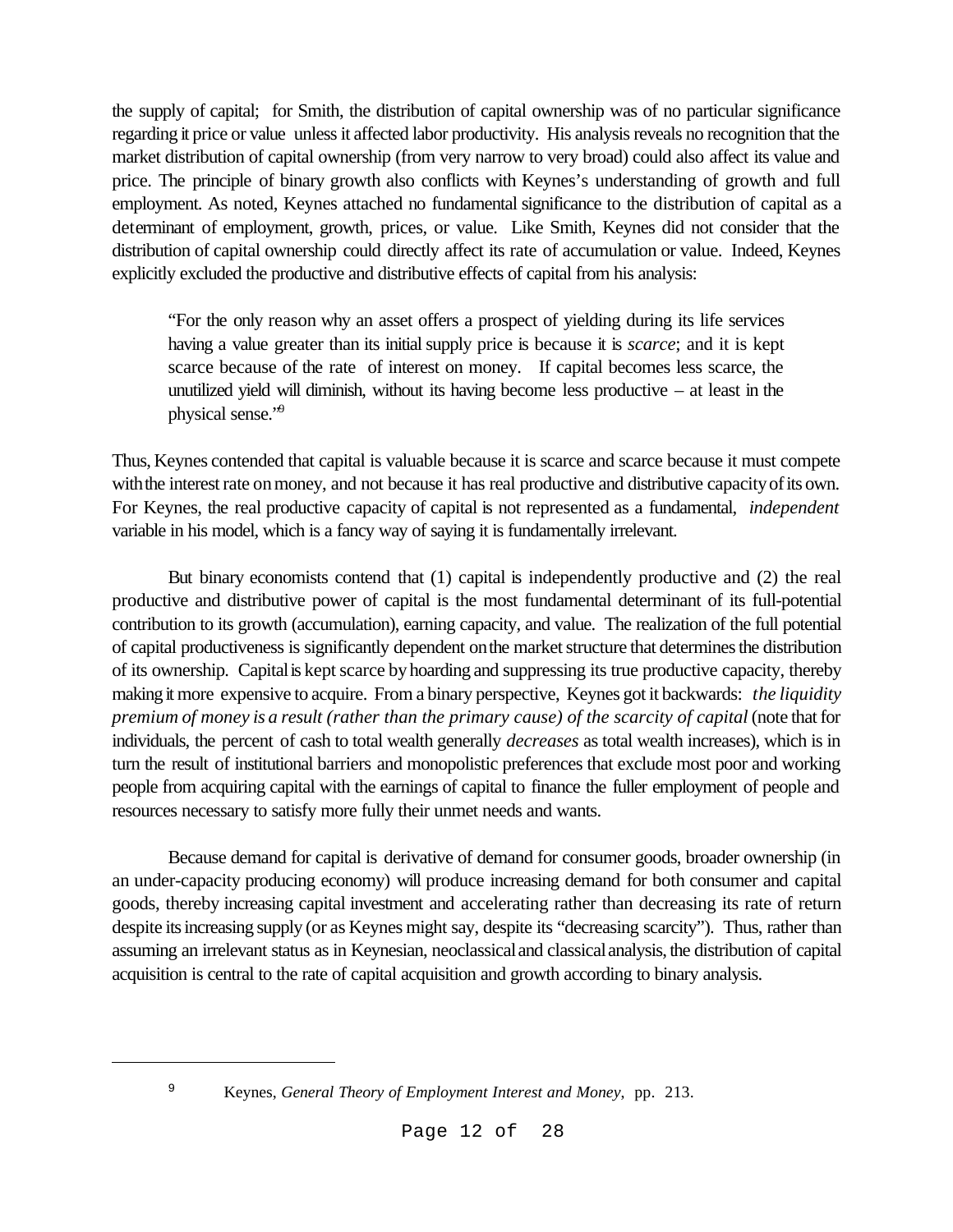the supply of capital; for Smith, the distribution of capital ownership was of no particular significance regarding it price or value unless it affected labor productivity. His analysis reveals no recognition that the market distribution of capital ownership (from very narrow to very broad) could also affect its value and price. The principle of binary growth also conflicts with Keynes's understanding of growth and full employment. As noted, Keynes attached no fundamental significance to the distribution of capital as a determinant of employment, growth, prices, or value. Like Smith, Keynes did not consider that the distribution of capital ownership could directly affect its rate of accumulation or value. Indeed, Keynes explicitly excluded the productive and distributive effects of capital from his analysis:

> "For the only reason why an asset offers a prospect of yielding during its life services having a value greater than its initial supply price is because it is *scarce*; and it is kept scarce because of the rate of interest on money. If capital becomes less scarce, the unutilized yield will diminish, without its having become less productive – at least in the physical sense."[9]

Thus, Keynes contended that capital is valuable because it is scarce and scarce because it must compete with the interest rate on money, and not because it has real productive and distributive capacity of its own. For Keynes, the real productive capacity of capital is not represented as a fundamental, *independent* variable in his model, which is a fancy way of saying it is fundamentally irrelevant.

But binary economists contend that (1) capital is independently productive and (2) the real productive and distributive power of capital is the most fundamental determinant of its full-potential contribution to its growth (accumulation), earning capacity, and value. The realization of the full potential of capital productiveness is significantly dependent on the market structure that determines the distribution of its ownership. Capital is kept scarce by hoarding and suppressing its true productive capacity, thereby making it more expensive to acquire. From a binary perspective, Keynes got it backwards: *the liquidity premium of money is a result (rather than the primary cause) of the scarcity of capital* (note that for individuals, the percent of cash to total wealth generally *decreases* as total wealth increases), which is in turn the result of institutional barriers and monopolistic preferences that exclude most poor and working people from acquiring capital with the earnings of capital to finance the fuller employment of people and resources necessary to satisfy more fully their unmet needs and wants.

Because demand for capital is derivative of demand for consumer goods, broader ownership (in an under-capacity producing economy) will produce increasing demand for both consumer and capital goods, thereby increasing capital investment and accelerating rather than decreasing its rate of return despite its increasing supply (or as Keynes might say, despite its "decreasing scarcity"). Thus, rather than assuming an irrelevant status as in Keynesian, neoclassical and classical analysis, the distribution of capital acquisition is central to the rate of capital acquisition and growth according to binary analysis.

---

[9] Keynes, *General Theory of Employment Interest and Money,* pp. 213.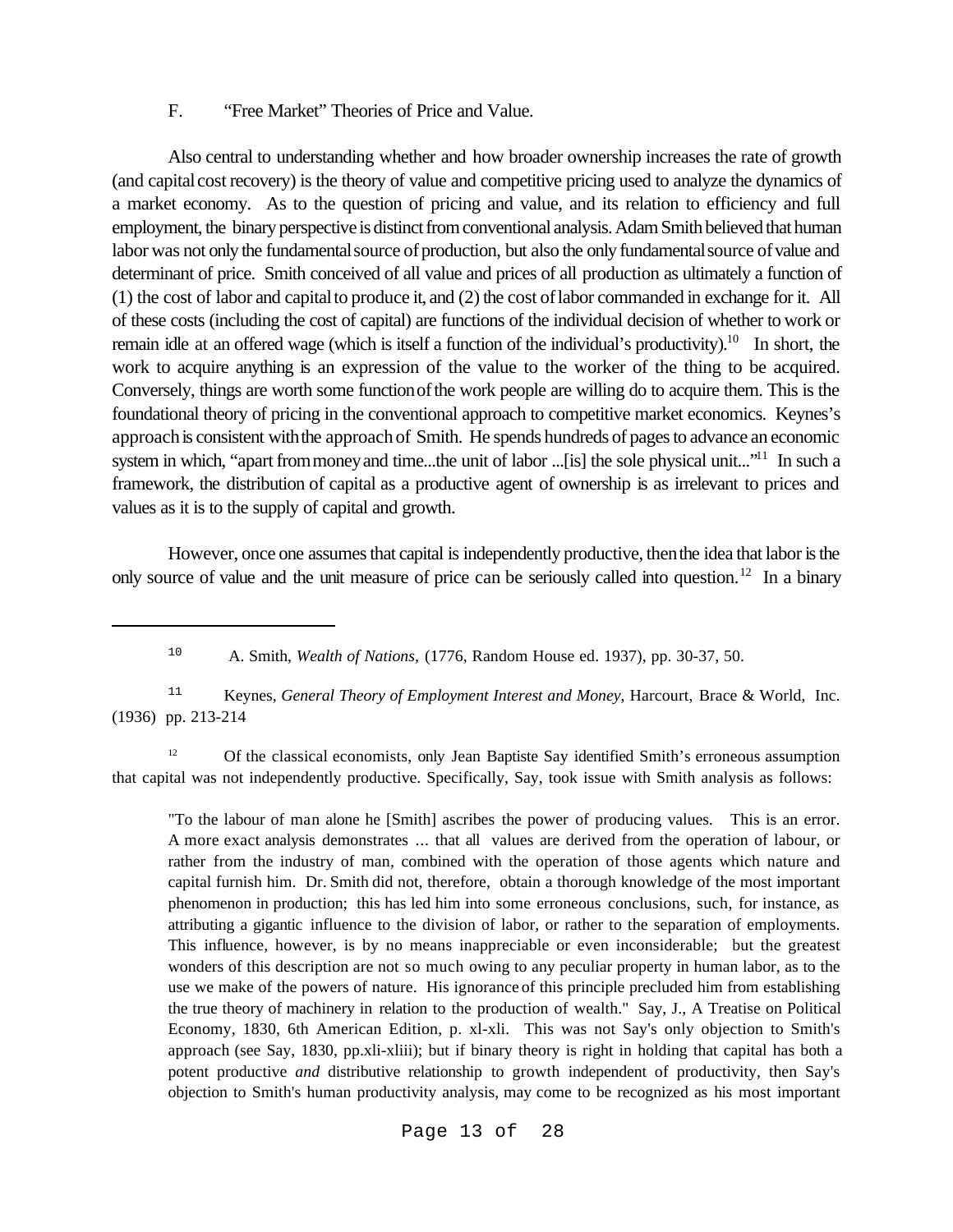F. "Free Market" Theories of Price and Value.

Also central to understanding whether and how broader ownership increases the rate of growth (and capital cost recovery) is the theory of value and competitive pricing used to analyze the dynamics of a market economy. As to the question of pricing and value, and its relation to efficiency and full employment, the binary perspective is distinct from conventional analysis. Adam Smith believed that human labor was not only the fundamental source of production, but also the only fundamental source of value and determinant of price. Smith conceived of all value and prices of all production as ultimately a function of (1) the cost of labor and capital to produce it, and (2) the cost of labor commanded in exchange for it. All of these costs (including the cost of capital) are functions of the individual decision of whether to work or remain idle at an offered wage (which is itself a function of the individual's productivity).[10] In short, the work to acquire anything is an expression of the value to the worker of the thing to be acquired. Conversely, things are worth some function of the work people are willing do to acquire them. This is the foundational theory of pricing in the conventional approach to competitive market economics. Keynes's approach is consistent with the approach of Smith. He spends hundreds of pages to advance an economic system in which, "apart from money and time...the unit of labor ...[is] the sole physical unit..."[11] In such a framework, the distribution of capital as a productive agent of ownership is as irrelevant to prices and values as it is to the supply of capital and growth.

However, once one assumes that capital is independently productive, then the idea that labor is the only source of value and the unit measure of price can be seriously called into question.[12] In a binary

---

[10] A. Smith, *Wealth of Nations,* (1776, Random House ed. 1937), pp. 30-37, 50.

[11] Keynes, *General Theory of Employment Interest and Money*, Harcourt, Brace & World, Inc. (1936) pp. 213-214

[12] Of the classical economists, only Jean Baptiste Say identified Smith's erroneous assumption that capital was not independently productive. Specifically, Say, took issue with Smith analysis as follows:

> "To the labour of man alone he [Smith] ascribes the power of producing values. This is an error. A more exact analysis demonstrates ... that all values are derived from the operation of labour, or rather from the industry of man, combined with the operation of those agents which nature and capital furnish him. Dr. Smith did not, therefore, obtain a thorough knowledge of the most important phenomenon in production; this has led him into some erroneous conclusions, such, for instance, as attributing a gigantic influence to the division of labor, or rather to the separation of employments. This influence, however, is by no means inappreciable or even inconsiderable; but the greatest wonders of this description are not so much owing to any peculiar property in human labor, as to the use we make of the powers of nature. His ignorance of this principle precluded him from establishing the true theory of machinery in relation to the production of wealth." Say, J., A Treatise on Political Economy, 1830, 6th American Edition, p. xl-xli. This was not Say's only objection to Smith's approach (see Say, 1830, pp.xli-xliii); but if binary theory is right in holding that capital has both a potent productive *and* distributive relationship to growth independent of productivity, then Say's objection to Smith's human productivity analysis, may come to be recognized as his most important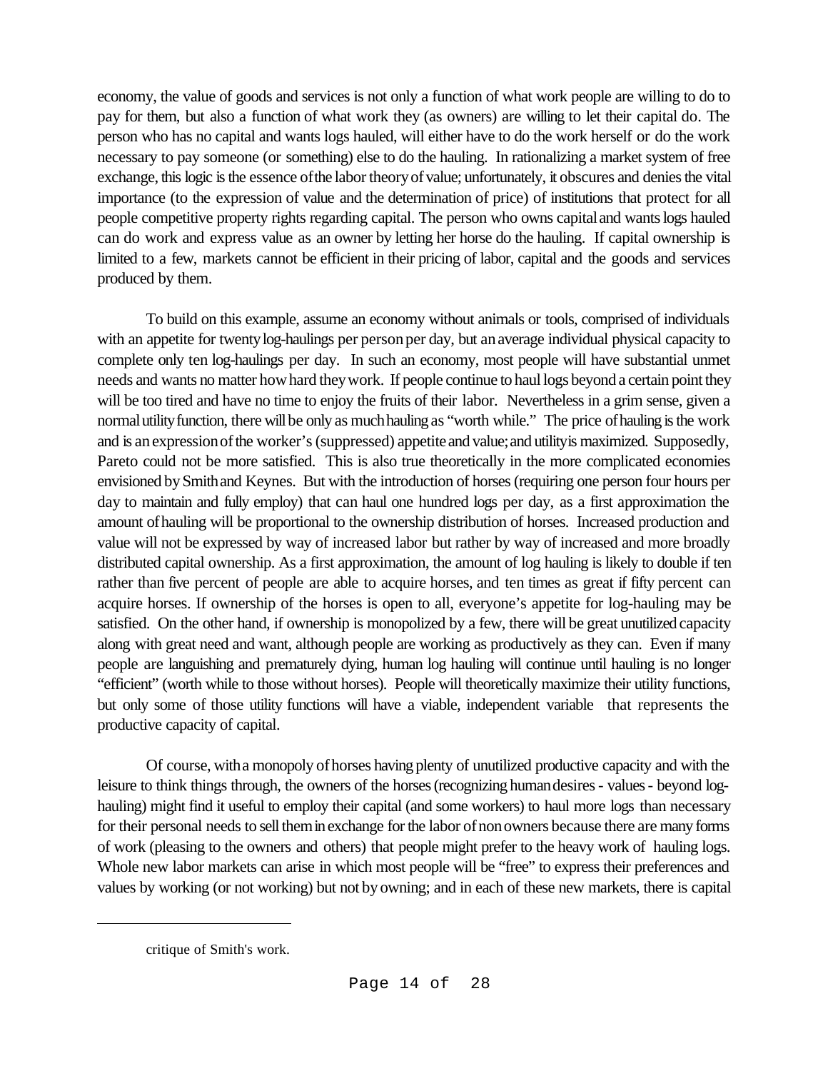economy, the value of goods and services is not only a function of what work people are willing to do to pay for them, but also a function of what work they (as owners) are willing to let their capital do. The person who has no capital and wants logs hauled, will either have to do the work herself or do the work necessary to pay someone (or something) else to do the hauling. In rationalizing a market system of free exchange, this logic is the essence of the labor theory of value; unfortunately, it obscures and denies the vital importance (to the expression of value and the determination of price) of institutions that protect for all people competitive property rights regarding capital. The person who owns capital and wants logs hauled can do work and express value as an owner by letting her horse do the hauling. If capital ownership is limited to a few, markets cannot be efficient in their pricing of labor, capital and the goods and services produced by them.

To build on this example, assume an economy without animals or tools, comprised of individuals with an appetite for twenty log-haulings per person per day, but an average individual physical capacity to complete only ten log-haulings per day. In such an economy, most people will have substantial unmet needs and wants no matter how hard they work. If people continue to haul logs beyond a certain point they will be too tired and have no time to enjoy the fruits of their labor. Nevertheless in a grim sense, given a normal utility function, there will be only as much hauling as "worth while." The price of hauling is the work and is an expression of the worker's (suppressed) appetite and value; and utility is maximized. Supposedly, Pareto could not be more satisfied. This is also true theoretically in the more complicated economies envisioned by Smith and Keynes. But with the introduction of horses (requiring one person four hours per day to maintain and fully employ) that can haul one hundred logs per day, as a first approximation the amount of hauling will be proportional to the ownership distribution of horses. Increased production and value will not be expressed by way of increased labor but rather by way of increased and more broadly distributed capital ownership. As a first approximation, the amount of log hauling is likely to double if ten rather than five percent of people are able to acquire horses, and ten times as great if fifty percent can acquire horses. If ownership of the horses is open to all, everyone's appetite for log-hauling may be satisfied. On the other hand, if ownership is monopolized by a few, there will be great unutilized capacity along with great need and want, although people are working as productively as they can. Even if many people are languishing and prematurely dying, human log hauling will continue until hauling is no longer "efficient" (worth while to those without horses). People will theoretically maximize their utility functions, but only some of those utility functions will have a viable, independent variable that represents the productive capacity of capital.

Of course, with a monopoly of horses having plenty of unutilized productive capacity and with the leisure to think things through, the owners of the horses (recognizing human desires - values - beyond log-hauling) might find it useful to employ their capital (and some workers) to haul more logs than necessary for their personal needs to sell them in exchange for the labor of non owners because there are many forms of work (pleasing to the owners and others) that people might prefer to the heavy work of hauling logs. Whole new labor markets can arise in which most people will be "free" to express their preferences and values by working (or not working) but not by owning; and in each of these new markets, there is capital

critique of Smith's work.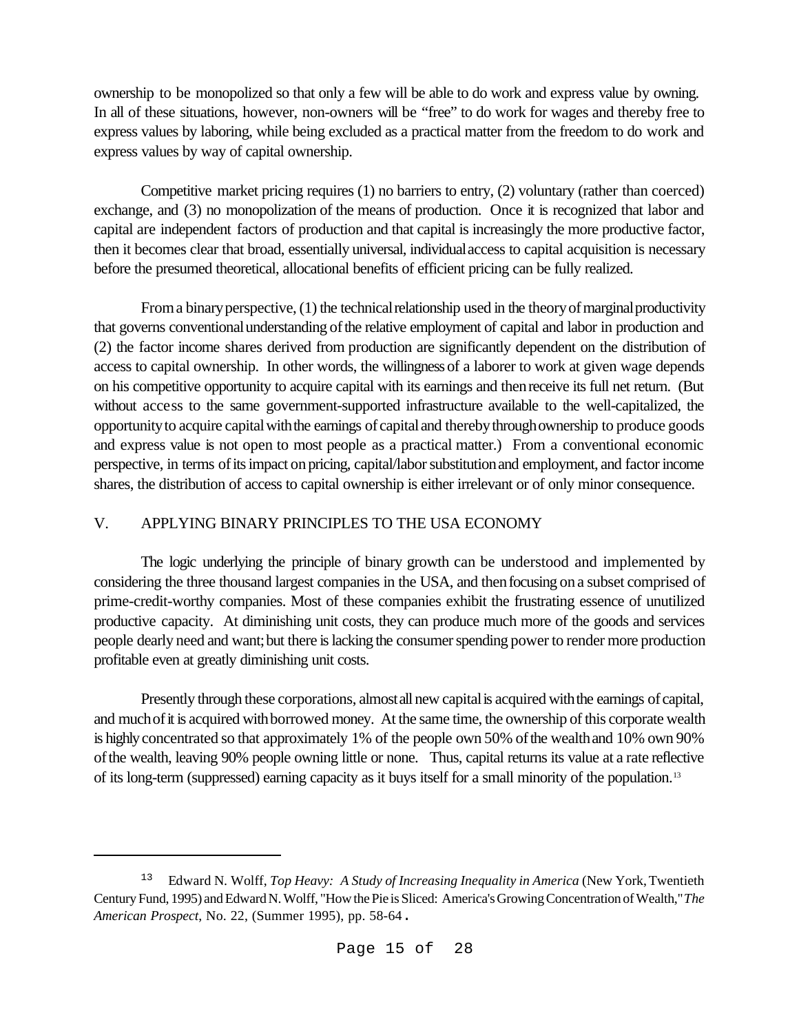ownership to be monopolized so that only a few will be able to do work and express value by owning. In all of these situations, however, non-owners will be "free" to do work for wages and thereby free to express values by laboring, while being excluded as a practical matter from the freedom to do work and express values by way of capital ownership.

Competitive market pricing requires (1) no barriers to entry, (2) voluntary (rather than coerced) exchange, and (3) no monopolization of the means of production. Once it is recognized that labor and capital are independent factors of production and that capital is increasingly the more productive factor, then it becomes clear that broad, essentially universal, individual access to capital acquisition is necessary before the presumed theoretical, allocational benefits of efficient pricing can be fully realized.

From a binary perspective, (1) the technical relationship used in the theory of marginal productivity that governs conventional understanding of the relative employment of capital and labor in production and (2) the factor income shares derived from production are significantly dependent on the distribution of access to capital ownership. In other words, the willingness of a laborer to work at given wage depends on his competitive opportunity to acquire capital with its earnings and then receive its full net return. (But without access to the same government-supported infrastructure available to the well-capitalized, the opportunity to acquire capital with the earnings of capital and thereby through ownership to produce goods and express value is not open to most people as a practical matter.) From a conventional economic perspective, in terms of its impact on pricing, capital/labor substitution and employment, and factor income shares, the distribution of access to capital ownership is either irrelevant or of only minor consequence.

## V. APPLYING BINARY PRINCIPLES TO THE USA ECONOMY

The logic underlying the principle of binary growth can be understood and implemented by considering the three thousand largest companies in the USA, and then focusing on a subset comprised of prime-credit-worthy companies. Most of these companies exhibit the frustrating essence of unutilized productive capacity. At diminishing unit costs, they can produce much more of the goods and services people dearly need and want; but there is lacking the consumer spending power to render more production profitable even at greatly diminishing unit costs.

Presently through these corporations, almost all new capital is acquired with the earnings of capital, and much of it is acquired with borrowed money. At the same time, the ownership of this corporate wealth is highly concentrated so that approximately 1% of the people own 50% of the wealth and 10% own 90% of the wealth, leaving 90% people owning little or none. Thus, capital returns its value at a rate reflective of its long-term (suppressed) earning capacity as it buys itself for a small minority of the population.[13]

---

[13] Edward N. Wolff, *Top Heavy: A Study of Increasing Inequality in America* (New York, Twentieth Century Fund, 1995) and Edward N. Wolff, "How the Pie is Sliced: America's Growing Concentration of Wealth," *The American Prospect*, No. 22, (Summer 1995), pp. 58-64.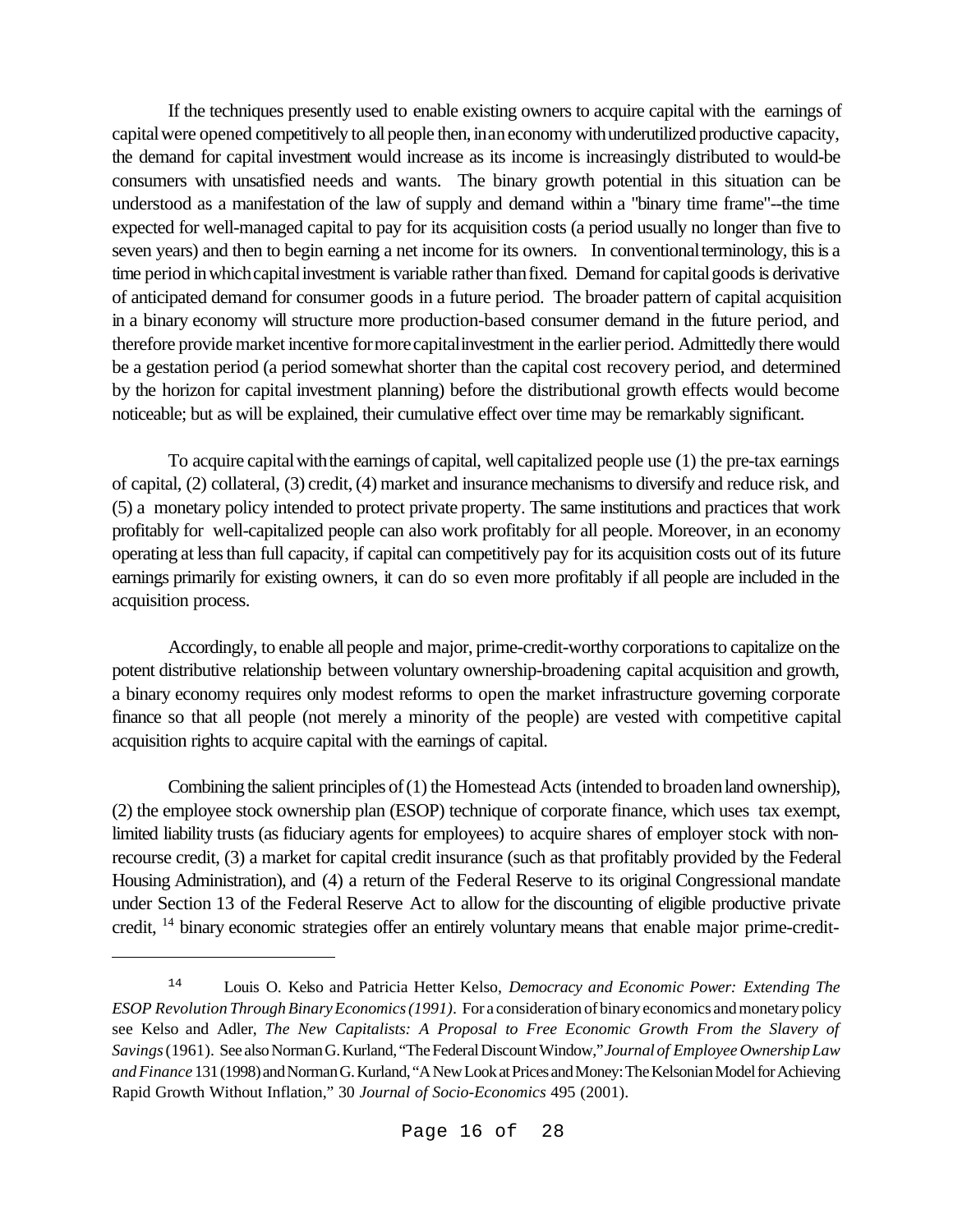If the techniques presently used to enable existing owners to acquire capital with the earnings of capital were opened competitively to all people then, in an economy with underutilized productive capacity, the demand for capital investment would increase as its income is increasingly distributed to would-be consumers with unsatisfied needs and wants. The binary growth potential in this situation can be understood as a manifestation of the law of supply and demand within a "binary time frame"--the time expected for well-managed capital to pay for its acquisition costs (a period usually no longer than five to seven years) and then to begin earning a net income for its owners. In conventional terminology, this is a time period in which capital investment is variable rather than fixed. Demand for capital goods is derivative of anticipated demand for consumer goods in a future period. The broader pattern of capital acquisition in a binary economy will structure more production-based consumer demand in the future period, and therefore provide market incentive for more capital investment in the earlier period. Admittedly there would be a gestation period (a period somewhat shorter than the capital cost recovery period, and determined by the horizon for capital investment planning) before the distributional growth effects would become noticeable; but as will be explained, their cumulative effect over time may be remarkably significant.

To acquire capital with the earnings of capital, well capitalized people use (1) the pre-tax earnings of capital, (2) collateral, (3) credit, (4) market and insurance mechanisms to diversify and reduce risk, and (5) a monetary policy intended to protect private property. The same institutions and practices that work profitably for well-capitalized people can also work profitably for all people. Moreover, in an economy operating at less than full capacity, if capital can competitively pay for its acquisition costs out of its future earnings primarily for existing owners, it can do so even more profitably if all people are included in the acquisition process.

Accordingly, to enable all people and major, prime-credit-worthy corporations to capitalize on the potent distributive relationship between voluntary ownership-broadening capital acquisition and growth, a binary economy requires only modest reforms to open the market infrastructure governing corporate finance so that all people (not merely a minority of the people) are vested with competitive capital acquisition rights to acquire capital with the earnings of capital.

Combining the salient principles of (1) the Homestead Acts (intended to broaden land ownership), (2) the employee stock ownership plan (ESOP) technique of corporate finance, which uses tax exempt, limited liability trusts (as fiduciary agents for employees) to acquire shares of employer stock with non-recourse credit, (3) a market for capital credit insurance (such as that profitably provided by the Federal Housing Administration), and (4) a return of the Federal Reserve to its original Congressional mandate under Section 13 of the Federal Reserve Act to allow for the discounting of eligible productive private credit, [14] binary economic strategies offer an entirely voluntary means that enable major prime-credit-

---

[14] Louis O. Kelso and Patricia Hetter Kelso, *Democracy and Economic Power: Extending The ESOP Revolution Through Binary Economics (1991)*. For a consideration of binary economics and monetary policy see Kelso and Adler, *The New Capitalists: A Proposal to Free Economic Growth From the Slavery of Savings* (1961). See also Norman G. Kurland, "The Federal Discount Window," *Journal of Employee Ownership Law and Finance* 131 (1998) and Norman G. Kurland, "A New Look at Prices and Money: The Kelsonian Model for Achieving Rapid Growth Without Inflation," 30 *Journal of Socio-Economics* 495 (2001).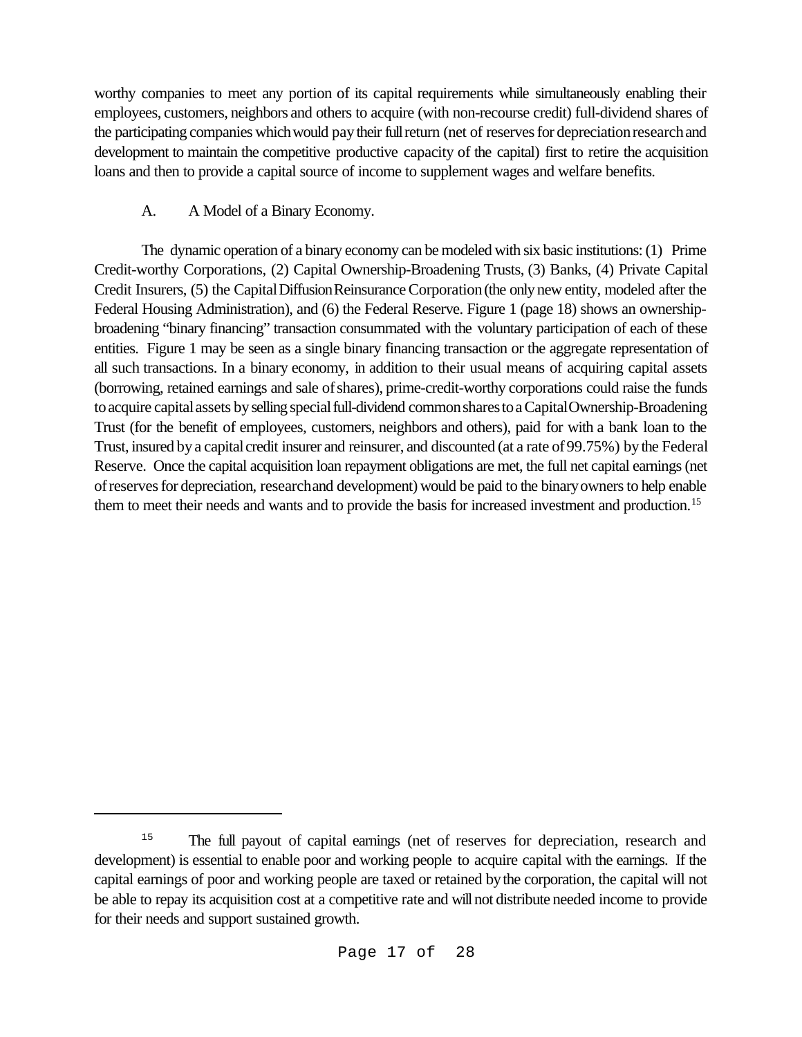worthy companies to meet any portion of its capital requirements while simultaneously enabling their employees, customers, neighbors and others to acquire (with non-recourse credit) full-dividend shares of the participating companies which would pay their full return (net of reserves for depreciation research and development to maintain the competitive productive capacity of the capital) first to retire the acquisition loans and then to provide a capital source of income to supplement wages and welfare benefits.

### A. A Model of a Binary Economy.

The dynamic operation of a binary economy can be modeled with six basic institutions: (1) Prime Credit-worthy Corporations, (2) Capital Ownership-Broadening Trusts, (3) Banks, (4) Private Capital Credit Insurers, (5) the Capital Diffusion Reinsurance Corporation (the only new entity, modeled after the Federal Housing Administration), and (6) the Federal Reserve. Figure 1 (page 18) shows an ownership-broadening "binary financing" transaction consummated with the voluntary participation of each of these entities. Figure 1 may be seen as a single binary financing transaction or the aggregate representation of all such transactions. In a binary economy, in addition to their usual means of acquiring capital assets (borrowing, retained earnings and sale of shares), prime-credit-worthy corporations could raise the funds to acquire capital assets by selling special full-dividend common shares to a Capital Ownership-Broadening Trust (for the benefit of employees, customers, neighbors and others), paid for with a bank loan to the Trust, insured by a capital credit insurer and reinsurer, and discounted (at a rate of 99.75%) by the Federal Reserve. Once the capital acquisition loan repayment obligations are met, the full net capital earnings (net of reserves for depreciation, research and development) would be paid to the binary owners to help enable them to meet their needs and wants and to provide the basis for increased investment and production.[15]

---

[15] The full payout of capital earnings (net of reserves for depreciation, research and development) is essential to enable poor and working people to acquire capital with the earnings. If the capital earnings of poor and working people are taxed or retained by the corporation, the capital will not be able to repay its acquisition cost at a competitive rate and will not distribute needed income to provide for their needs and support sustained growth.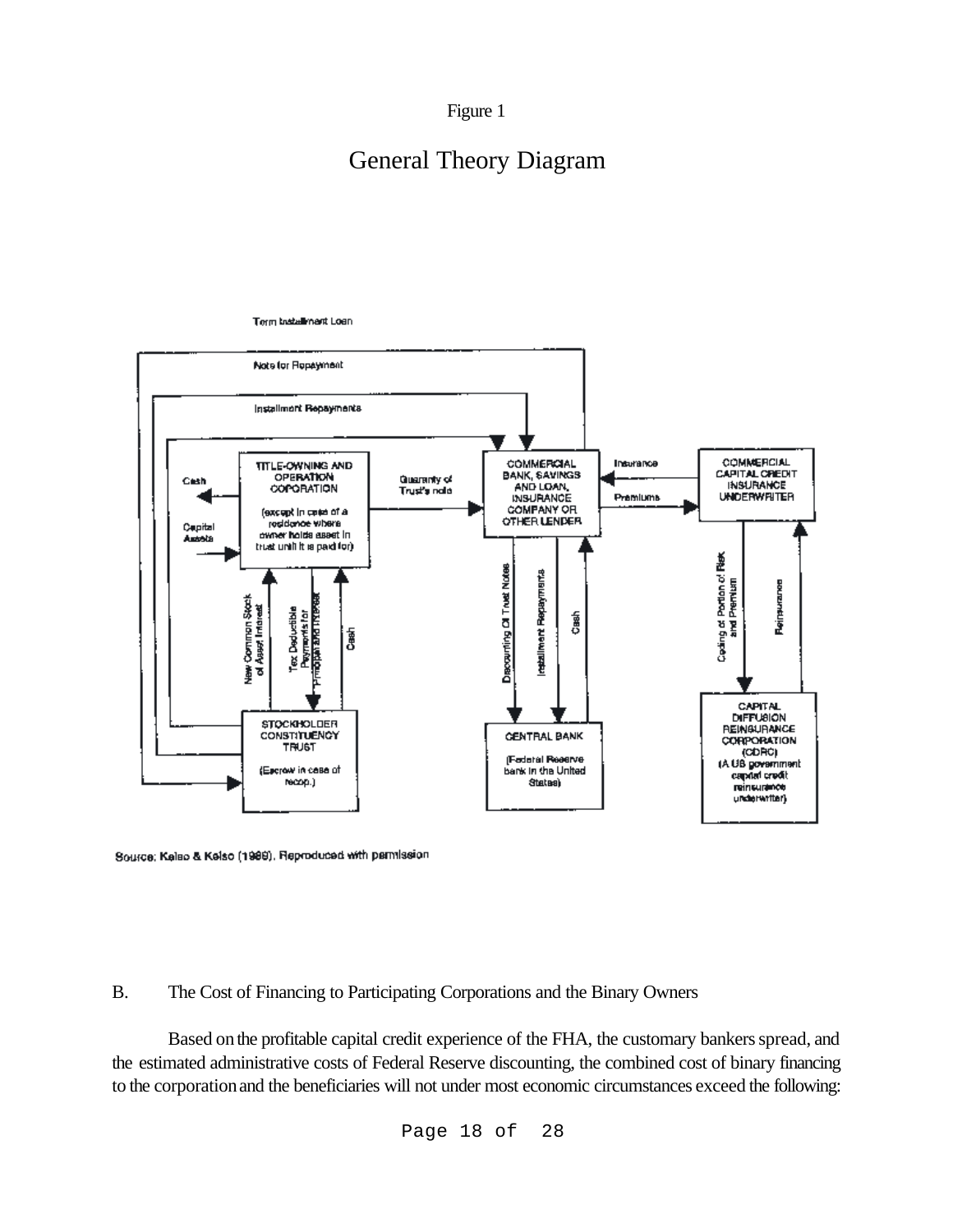Figure 1

# General Theory Diagram

Term Installment Loan

Note for Repayment

Installment Repayments

TITLE-OWNING AND OPERATION COPORATION

(except in case of a residence where owner holds asset in trust until it is paid for)

Cash

Capital Assets

Guaranty of Trust's note

COMMERCIAL BANK, SAVINGS AND LOAN, INSURANCE COMPANY OR OTHER LENDER

Insurance

Premiums

COMMERCIAL CAPITAL CREDIT INSURANCE UNDERWRITER

New Common Stock of Asset Interest

Tax Deductible Payments for Principal and Interest

Cash

Discounting Of Trust Notes

Installment Repayments

Cash

Ceding of Portion of Risk and Premium

Reinsurance

STOCKHOLDER CONSTITUENCY TRUST

(Escrow in case of recop.)

CENTRAL BANK

(Federal Reserve bank in the United States)

CAPITAL DIFFUSION REINSURANCE CORPORATION (CDRC)

(A US government capital credit reinsurance underwriter)

Source: Kelso & Kelso (1986). Reproduced with permission

B. The Cost of Financing to Participating Corporations and the Binary Owners

Based on the profitable capital credit experience of the FHA, the customary bankers spread, and the estimated administrative costs of Federal Reserve discounting, the combined cost of binary financing to the corporation and the beneficiaries will not under most economic circumstances exceed the following: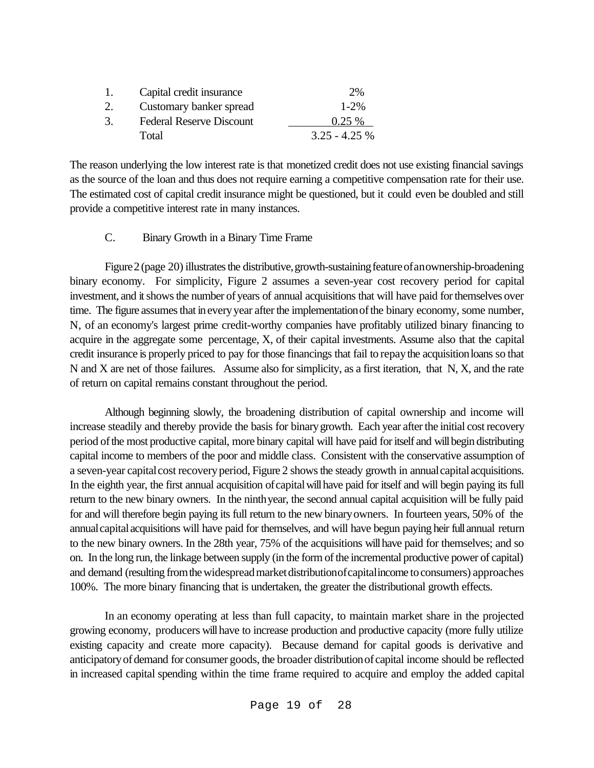| | | |
|---|---|---|
| 1. | Capital credit insurance | 2% |
| 2. | Customary banker spread | 1-2% |
| 3. | Federal Reserve Discount | 0.25 % |
| | Total | 3.25 - 4.25 % |

The reason underlying the low interest rate is that monetized credit does not use existing financial savings as the source of the loan and thus does not require earning a competitive compensation rate for their use. The estimated cost of capital credit insurance might be questioned, but it could even be doubled and still provide a competitive interest rate in many instances.

C. Binary Growth in a Binary Time Frame

Figure 2 (page 20) illustrates the distributive, growth-sustaining feature of an ownership-broadening binary economy. For simplicity, Figure 2 assumes a seven-year cost recovery period for capital investment, and it shows the number of years of annual acquisitions that will have paid for themselves over time. The figure assumes that in every year after the implementation of the binary economy, some number, N, of an economy's largest prime credit-worthy companies have profitably utilized binary financing to acquire in the aggregate some percentage, X, of their capital investments. Assume also that the capital credit insurance is properly priced to pay for those financings that fail to repay the acquisition loans so that N and X are net of those failures. Assume also for simplicity, as a first iteration, that N, X, and the rate of return on capital remains constant throughout the period.

Although beginning slowly, the broadening distribution of capital ownership and income will increase steadily and thereby provide the basis for binary growth. Each year after the initial cost recovery period of the most productive capital, more binary capital will have paid for itself and will begin distributing capital income to members of the poor and middle class. Consistent with the conservative assumption of a seven-year capital cost recovery period, Figure 2 shows the steady growth in annual capital acquisitions. In the eighth year, the first annual acquisition of capital will have paid for itself and will begin paying its full return to the new binary owners. In the ninth year, the second annual capital acquisition will be fully paid for and will therefore begin paying its full return to the new binary owners. In fourteen years, 50% of the annual capital acquisitions will have paid for themselves, and will have begun paying heir full annual return to the new binary owners. In the 28th year, 75% of the acquisitions will have paid for themselves; and so on. In the long run, the linkage between supply (in the form of the incremental productive power of capital) and demand (resulting from the widespread market distribution of capital income to consumers) approaches 100%. The more binary financing that is undertaken, the greater the distributional growth effects.

In an economy operating at less than full capacity, to maintain market share in the projected growing economy, producers will have to increase production and productive capacity (more fully utilize existing capacity and create more capacity). Because demand for capital goods is derivative and anticipatory of demand for consumer goods, the broader distribution of capital income should be reflected in increased capital spending within the time frame required to acquire and employ the added capital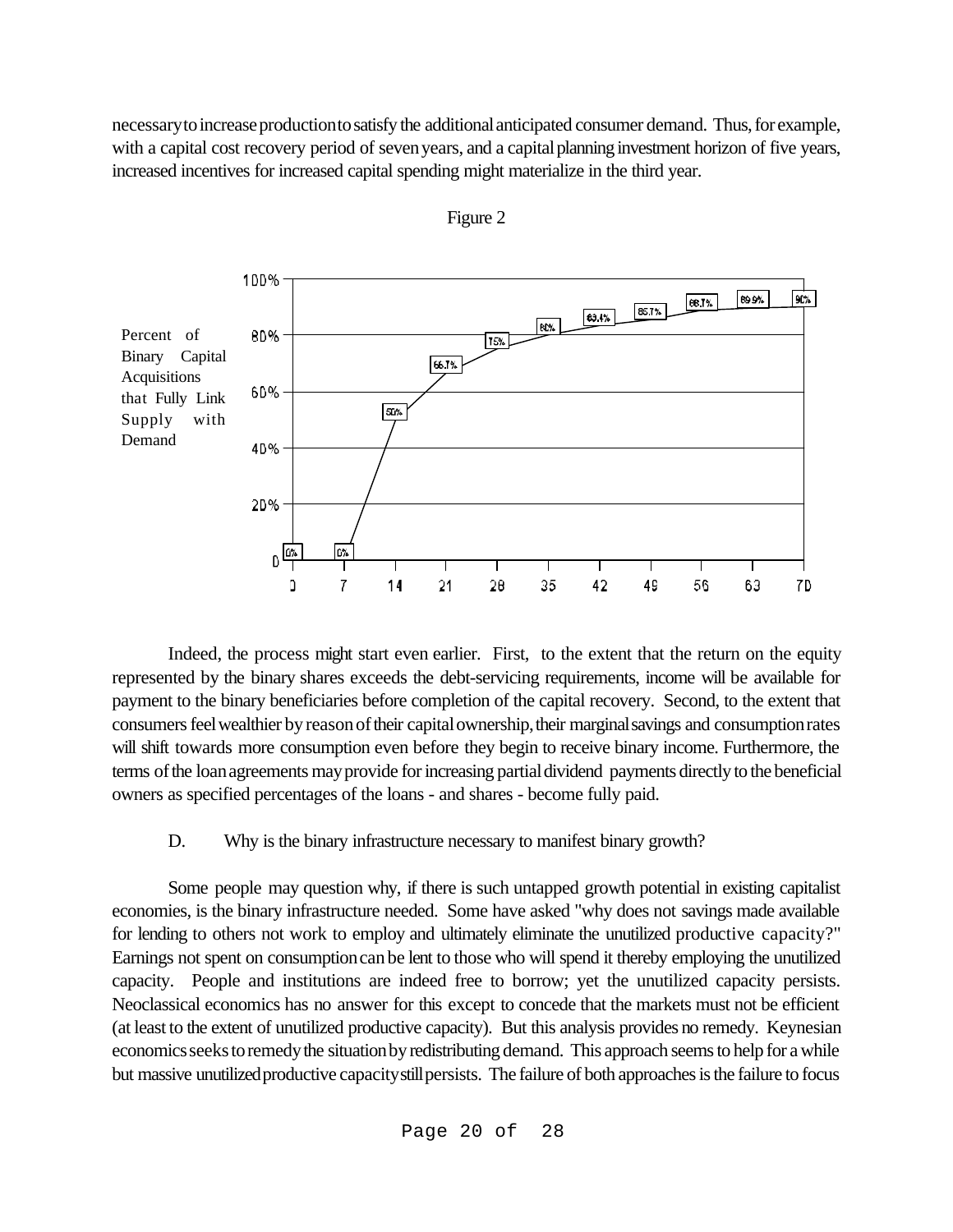necessary to increase production to satisfy the additional anticipated consumer demand. Thus, for example, with a capital cost recovery period of seven years, and a capital planning investment horizon of five years, increased incentives for increased capital spending might materialize in the third year.

Figure 2

| Years | 0 | 7 | 14 | 21 | 28 | 35 | 42 | 49 | 56 | 63 | 70 |
|---|---|---|---|---|---|---|---|---|---|---|---|
| Percent of Binary Capital Acquisitions that Fully Link Supply with Demand | 0% | 0% | 50% | 66.7% | 75% | 80% | 83.4% | 85.7% | 88.7% | 89.9% | 90% |

Indeed, the process might start even earlier. First, to the extent that the return on the equity represented by the binary shares exceeds the debt-servicing requirements, income will be available for payment to the binary beneficiaries before completion of the capital recovery. Second, to the extent that consumers feel wealthier by reason of their capital ownership, their marginal savings and consumption rates will shift towards more consumption even before they begin to receive binary income. Furthermore, the terms of the loan agreements may provide for increasing partial dividend payments directly to the beneficial owners as specified percentages of the loans - and shares - become fully paid.

D. Why is the binary infrastructure necessary to manifest binary growth?

Some people may question why, if there is such untapped growth potential in existing capitalist economies, is the binary infrastructure needed. Some have asked "why does not savings made available for lending to others not work to employ and ultimately eliminate the unutilized productive capacity?" Earnings not spent on consumption can be lent to those who will spend it thereby employing the unutilized capacity. People and institutions are indeed free to borrow; yet the unutilized capacity persists. Neoclassical economics has no answer for this except to concede that the markets must not be efficient (at least to the extent of unutilized productive capacity). But this analysis provides no remedy. Keynesian economics seeks to remedy the situation by redistributing demand. This approach seems to help for a while but massive unutilized productive capacity still persists. The failure of both approaches is the failure to focus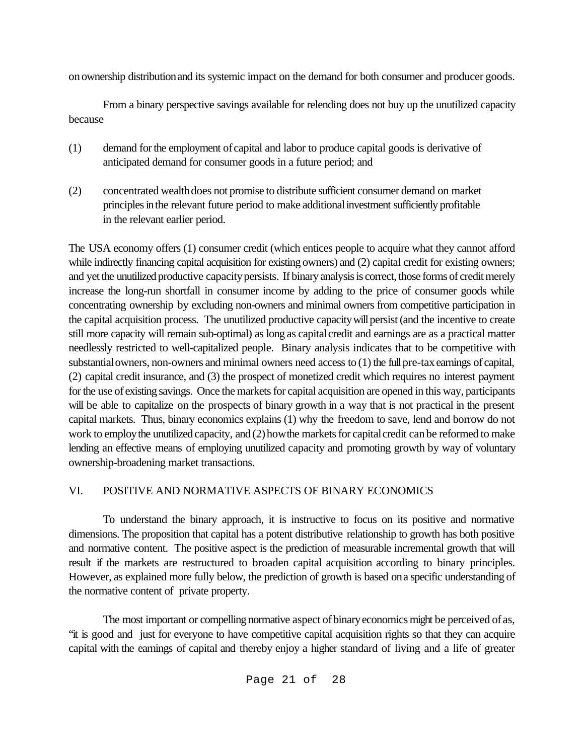on ownership distribution and its systemic impact on the demand for both consumer and producer goods.

From a binary perspective savings available for relending does not buy up the unutilized capacity because

(1) demand for the employment of capital and labor to produce capital goods is derivative of anticipated demand for consumer goods in a future period; and

(2) concentrated wealth does not promise to distribute sufficient consumer demand on market principles in the relevant future period to make additional investment sufficiently profitable in the relevant earlier period.

The USA economy offers (1) consumer credit (which entices people to acquire what they cannot afford while indirectly financing capital acquisition for existing owners) and (2) capital credit for existing owners; and yet the unutilized productive capacity persists. If binary analysis is correct, those forms of credit merely increase the long-run shortfall in consumer income by adding to the price of consumer goods while concentrating ownership by excluding non-owners and minimal owners from competitive participation in the capital acquisition process. The unutilized productive capacity will persist (and the incentive to create still more capacity will remain sub-optimal) as long as capital credit and earnings are as a practical matter needlessly restricted to well-capitalized people. Binary analysis indicates that to be competitive with substantial owners, non-owners and minimal owners need access to (1) the full pre-tax earnings of capital, (2) capital credit insurance, and (3) the prospect of monetized credit which requires no interest payment for the use of existing savings. Once the markets for capital acquisition are opened in this way, participants will be able to capitalize on the prospects of binary growth in a way that is not practical in the present capital markets. Thus, binary economics explains (1) why the freedom to save, lend and borrow do not work to employ the unutilized capacity, and (2) how the markets for capital credit can be reformed to make lending an effective means of employing unutilized capacity and promoting growth by way of voluntary ownership-broadening market transactions.

## VI. POSITIVE AND NORMATIVE ASPECTS OF BINARY ECONOMICS

To understand the binary approach, it is instructive to focus on its positive and normative dimensions. The proposition that capital has a potent distributive relationship to growth has both positive and normative content. The positive aspect is the prediction of measurable incremental growth that will result if the markets are restructured to broaden capital acquisition according to binary principles. However, as explained more fully below, the prediction of growth is based on a specific understanding of the normative content of private property.

The most important or compelling normative aspect of binary economics might be perceived of as, "it is good and just for everyone to have competitive capital acquisition rights so that they can acquire capital with the earnings of capital and thereby enjoy a higher standard of living and a life of greater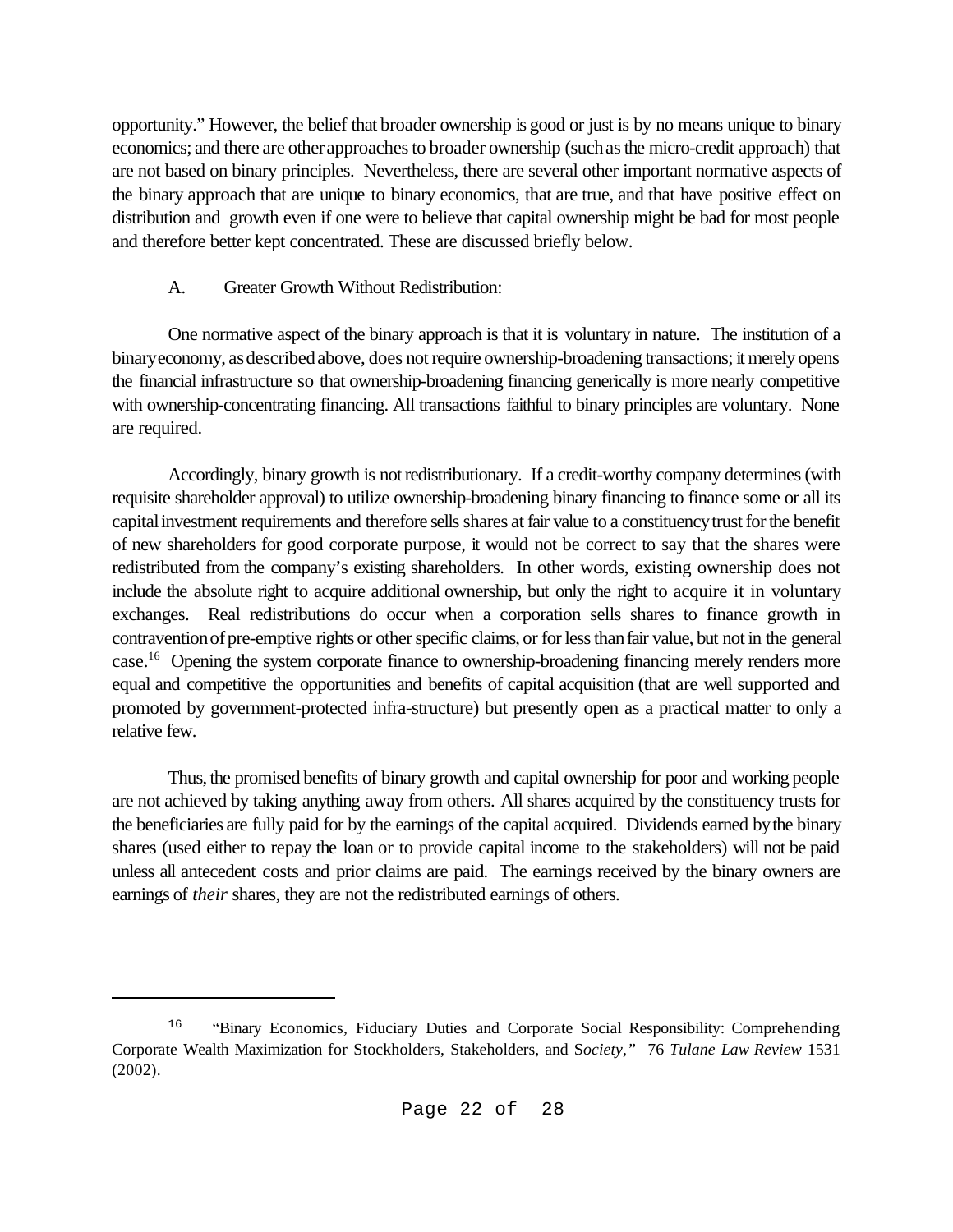opportunity." However, the belief that broader ownership is good or just is by no means unique to binary economics; and there are other approaches to broader ownership (such as the micro-credit approach) that are not based on binary principles. Nevertheless, there are several other important normative aspects of the binary approach that are unique to binary economics, that are true, and that have positive effect on distribution and growth even if one were to believe that capital ownership might be bad for most people and therefore better kept concentrated. These are discussed briefly below.

A. Greater Growth Without Redistribution:

One normative aspect of the binary approach is that it is voluntary in nature. The institution of a binary economy, as described above, does not require ownership-broadening transactions; it merely opens the financial infrastructure so that ownership-broadening financing generically is more nearly competitive with ownership-concentrating financing. All transactions faithful to binary principles are voluntary. None are required.

Accordingly, binary growth is not redistributionary. If a credit-worthy company determines (with requisite shareholder approval) to utilize ownership-broadening binary financing to finance some or all its capital investment requirements and therefore sells shares at fair value to a constituency trust for the benefit of new shareholders for good corporate purpose, it would not be correct to say that the shares were redistributed from the company's existing shareholders. In other words, existing ownership does not include the absolute right to acquire additional ownership, but only the right to acquire it in voluntary exchanges. Real redistributions do occur when a corporation sells shares to finance growth in contravention of pre-emptive rights or other specific claims, or for less than fair value, but not in the general case.[16] Opening the system corporate finance to ownership-broadening financing merely renders more equal and competitive the opportunities and benefits of capital acquisition (that are well supported and promoted by government-protected infra-structure) but presently open as a practical matter to only a relative few.

Thus, the promised benefits of binary growth and capital ownership for poor and working people are not achieved by taking anything away from others. All shares acquired by the constituency trusts for the beneficiaries are fully paid for by the earnings of the capital acquired. Dividends earned by the binary shares (used either to repay the loan or to provide capital income to the stakeholders) will not be paid unless all antecedent costs and prior claims are paid. The earnings received by the binary owners are earnings of *their* shares, they are not the redistributed earnings of others.

---

[16] "Binary Economics, Fiduciary Duties and Corporate Social Responsibility: Comprehending Corporate Wealth Maximization for Stockholders, Stakeholders, and S*ociety,"* 76 *Tulane Law Review* 1531 (2002).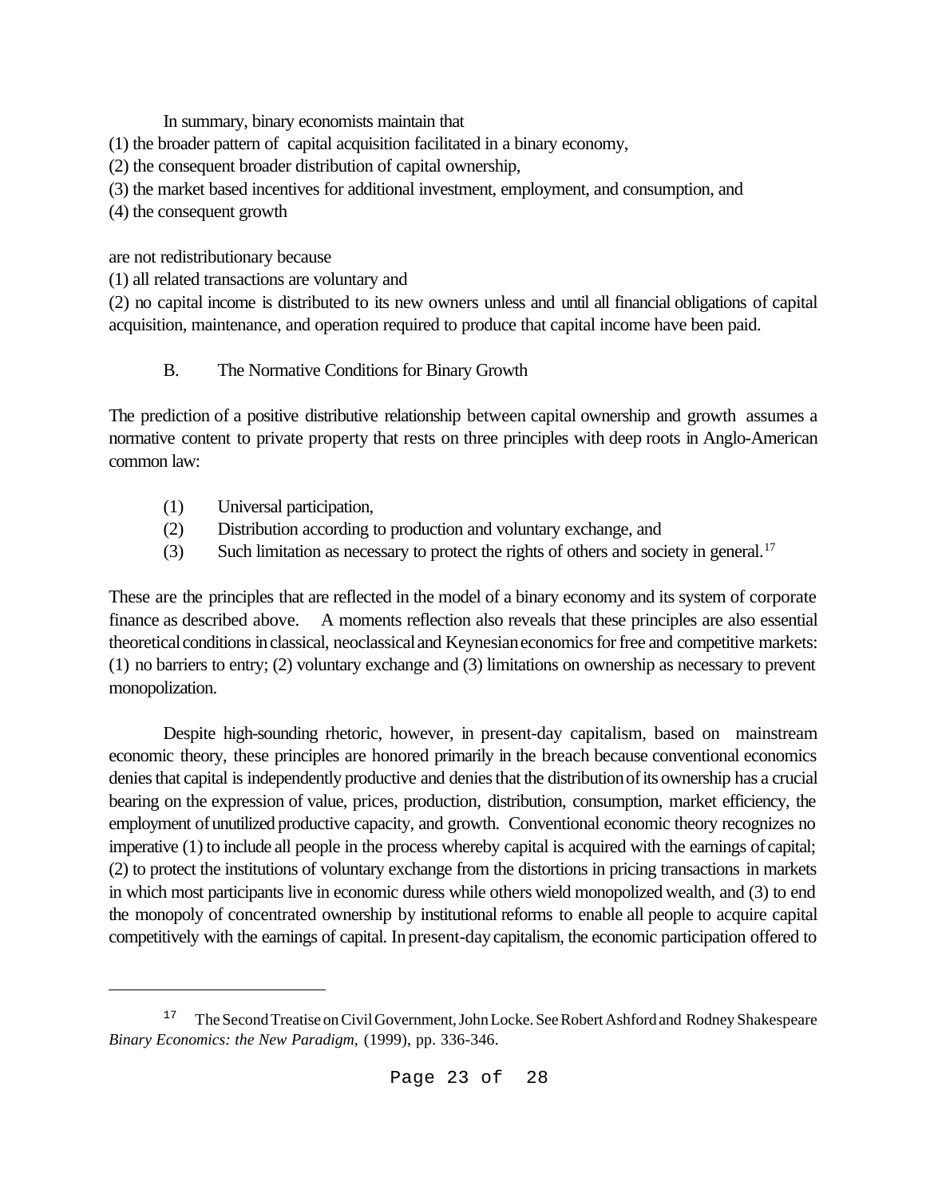In summary, binary economists maintain that

(1) the broader pattern of capital acquisition facilitated in a binary economy,
(2) the consequent broader distribution of capital ownership,
(3) the market based incentives for additional investment, employment, and consumption, and
(4) the consequent growth

are not redistributionary because

(1) all related transactions are voluntary and
(2) no capital income is distributed to its new owners unless and until all financial obligations of capital acquisition, maintenance, and operation required to produce that capital income have been paid.

### B. The Normative Conditions for Binary Growth

The prediction of a positive distributive relationship between capital ownership and growth assumes a normative content to private property that rests on three principles with deep roots in Anglo-American common law:

(1) Universal participation,
(2) Distribution according to production and voluntary exchange, and
(3) Such limitation as necessary to protect the rights of others and society in general.[17]

These are the principles that are reflected in the model of a binary economy and its system of corporate finance as described above. A moments reflection also reveals that these principles are also essential theoretical conditions in classical, neoclassical and Keynesian economics for free and competitive markets: (1) no barriers to entry; (2) voluntary exchange and (3) limitations on ownership as necessary to prevent monopolization.

Despite high-sounding rhetoric, however, in present-day capitalism, based on mainstream economic theory, these principles are honored primarily in the breach because conventional economics denies that capital is independently productive and denies that the distribution of its ownership has a crucial bearing on the expression of value, prices, production, distribution, consumption, market efficiency, the employment of unutilized productive capacity, and growth. Conventional economic theory recognizes no imperative (1) to include all people in the process whereby capital is acquired with the earnings of capital; (2) to protect the institutions of voluntary exchange from the distortions in pricing transactions in markets in which most participants live in economic duress while others wield monopolized wealth, and (3) to end the monopoly of concentrated ownership by institutional reforms to enable all people to acquire capital competitively with the earnings of capital. In present-day capitalism, the economic participation offered to

---

[17] The Second Treatise on Civil Government, John Locke. See Robert Ashford and Rodney Shakespeare *Binary Economics: the New Paradigm*, (1999), pp. 336-346.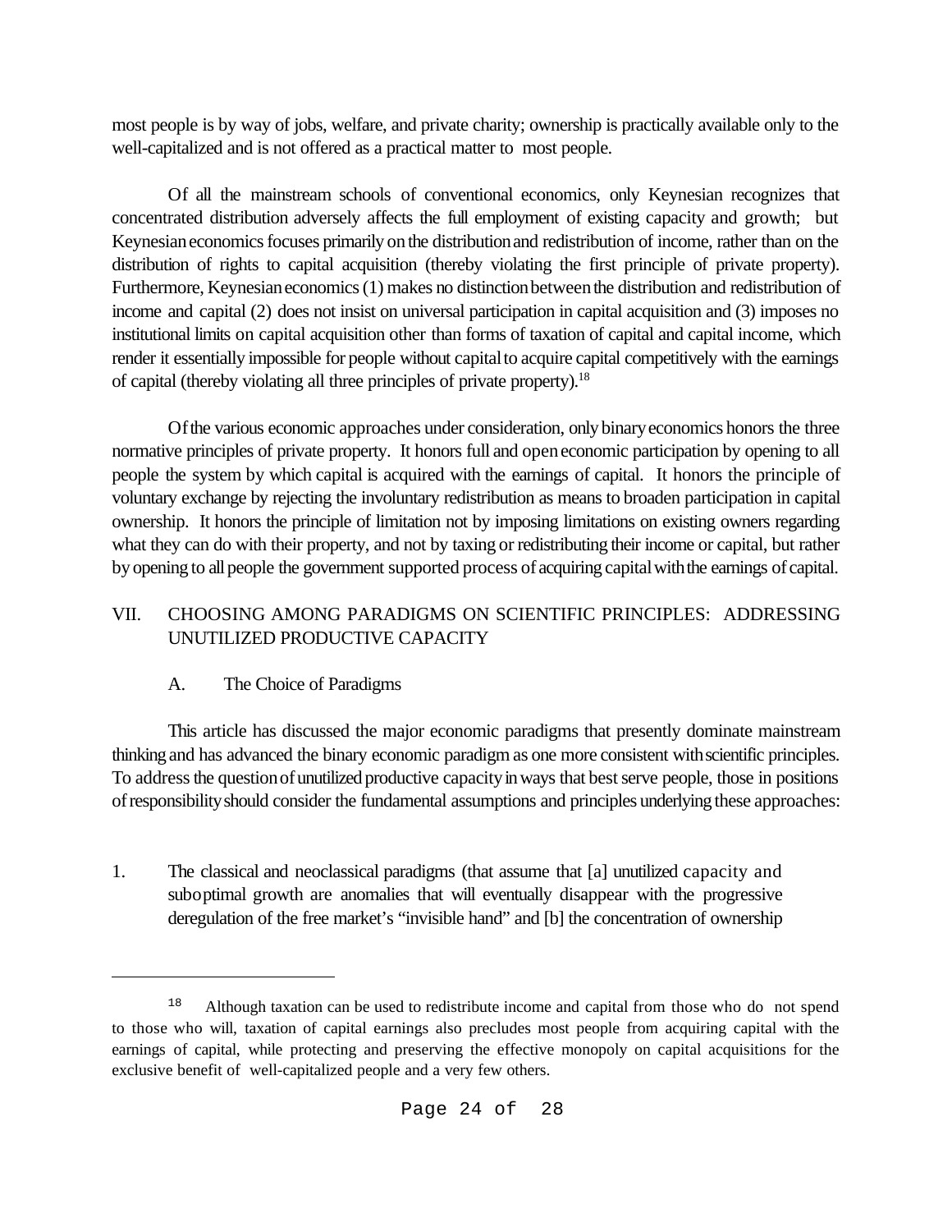most people is by way of jobs, welfare, and private charity; ownership is practically available only to the well-capitalized and is not offered as a practical matter to most people.

Of all the mainstream schools of conventional economics, only Keynesian recognizes that concentrated distribution adversely affects the full employment of existing capacity and growth; but Keynesian economics focuses primarily on the distribution and redistribution of income, rather than on the distribution of rights to capital acquisition (thereby violating the first principle of private property). Furthermore, Keynesian economics (1) makes no distinction between the distribution and redistribution of income and capital (2) does not insist on universal participation in capital acquisition and (3) imposes no institutional limits on capital acquisition other than forms of taxation of capital and capital income, which render it essentially impossible for people without capital to acquire capital competitively with the earnings of capital (thereby violating all three principles of private property).[18]

Of the various economic approaches under consideration, only binary economics honors the three normative principles of private property. It honors full and open economic participation by opening to all people the system by which capital is acquired with the earnings of capital. It honors the principle of voluntary exchange by rejecting the involuntary redistribution as means to broaden participation in capital ownership. It honors the principle of limitation not by imposing limitations on existing owners regarding what they can do with their property, and not by taxing or redistributing their income or capital, but rather by opening to all people the government supported process of acquiring capital with the earnings of capital.

## VII. CHOOSING AMONG PARADIGMS ON SCIENTIFIC PRINCIPLES: ADDRESSING UNUTILIZED PRODUCTIVE CAPACITY

### A. The Choice of Paradigms

This article has discussed the major economic paradigms that presently dominate mainstream thinking and has advanced the binary economic paradigm as one more consistent with scientific principles. To address the question of unutilized productive capacity in ways that best serve people, those in positions of responsibility should consider the fundamental assumptions and principles underlying these approaches:

1. The classical and neoclassical paradigms (that assume that [a] unutilized capacity and suboptimal growth are anomalies that will eventually disappear with the progressive deregulation of the free market's "invisible hand" and [b] the concentration of ownership

---

[18] Although taxation can be used to redistribute income and capital from those who do not spend to those who will, taxation of capital earnings also precludes most people from acquiring capital with the earnings of capital, while protecting and preserving the effective monopoly on capital acquisitions for the exclusive benefit of well-capitalized people and a very few others.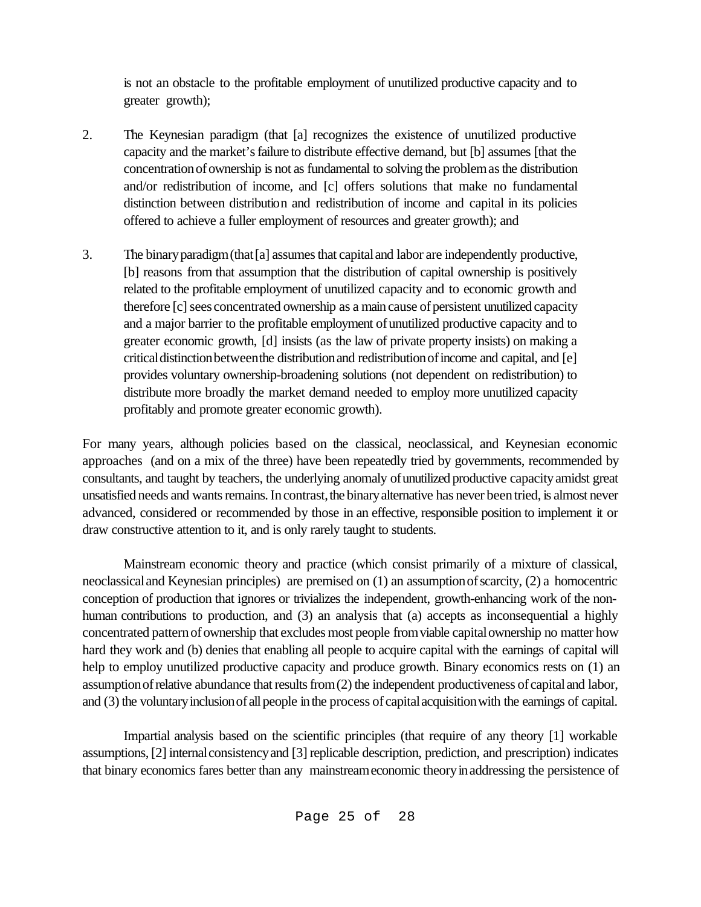is not an obstacle to the profitable employment of unutilized productive capacity and to greater growth);

2. The Keynesian paradigm (that [a] recognizes the existence of unutilized productive capacity and the market's failure to distribute effective demand, but [b] assumes [that the concentration of ownership is not as fundamental to solving the problem as the distribution and/or redistribution of income, and [c] offers solutions that make no fundamental distinction between distribution and redistribution of income and capital in its policies offered to achieve a fuller employment of resources and greater growth); and

3. The binary paradigm (that [a] assumes that capital and labor are independently productive, [b] reasons from that assumption that the distribution of capital ownership is positively related to the profitable employment of unutilized capacity and to economic growth and therefore [c] sees concentrated ownership as a main cause of persistent unutilized capacity and a major barrier to the profitable employment of unutilized productive capacity and to greater economic growth, [d] insists (as the law of private property insists) on making a critical distinction between the distribution and redistribution of income and capital, and [e] provides voluntary ownership-broadening solutions (not dependent on redistribution) to distribute more broadly the market demand needed to employ more unutilized capacity profitably and promote greater economic growth).

For many years, although policies based on the classical, neoclassical, and Keynesian economic approaches (and on a mix of the three) have been repeatedly tried by governments, recommended by consultants, and taught by teachers, the underlying anomaly of unutilized productive capacity amidst great unsatisfied needs and wants remains. In contrast, the binary alternative has never been tried, is almost never advanced, considered or recommended by those in an effective, responsible position to implement it or draw constructive attention to it, and is only rarely taught to students.

Mainstream economic theory and practice (which consist primarily of a mixture of classical, neoclassical and Keynesian principles) are premised on (1) an assumption of scarcity, (2) a homocentric conception of production that ignores or trivializes the independent, growth-enhancing work of the non-human contributions to production, and (3) an analysis that (a) accepts as inconsequential a highly concentrated pattern of ownership that excludes most people from viable capital ownership no matter how hard they work and (b) denies that enabling all people to acquire capital with the earnings of capital will help to employ unutilized productive capacity and produce growth. Binary economics rests on (1) an assumption of relative abundance that results from (2) the independent productiveness of capital and labor, and (3) the voluntary inclusion of all people in the process of capital acquisition with the earnings of capital.

Impartial analysis based on the scientific principles (that require of any theory [1] workable assumptions, [2] internal consistency and [3] replicable description, prediction, and prescription) indicates that binary economics fares better than any mainstream economic theory in addressing the persistence of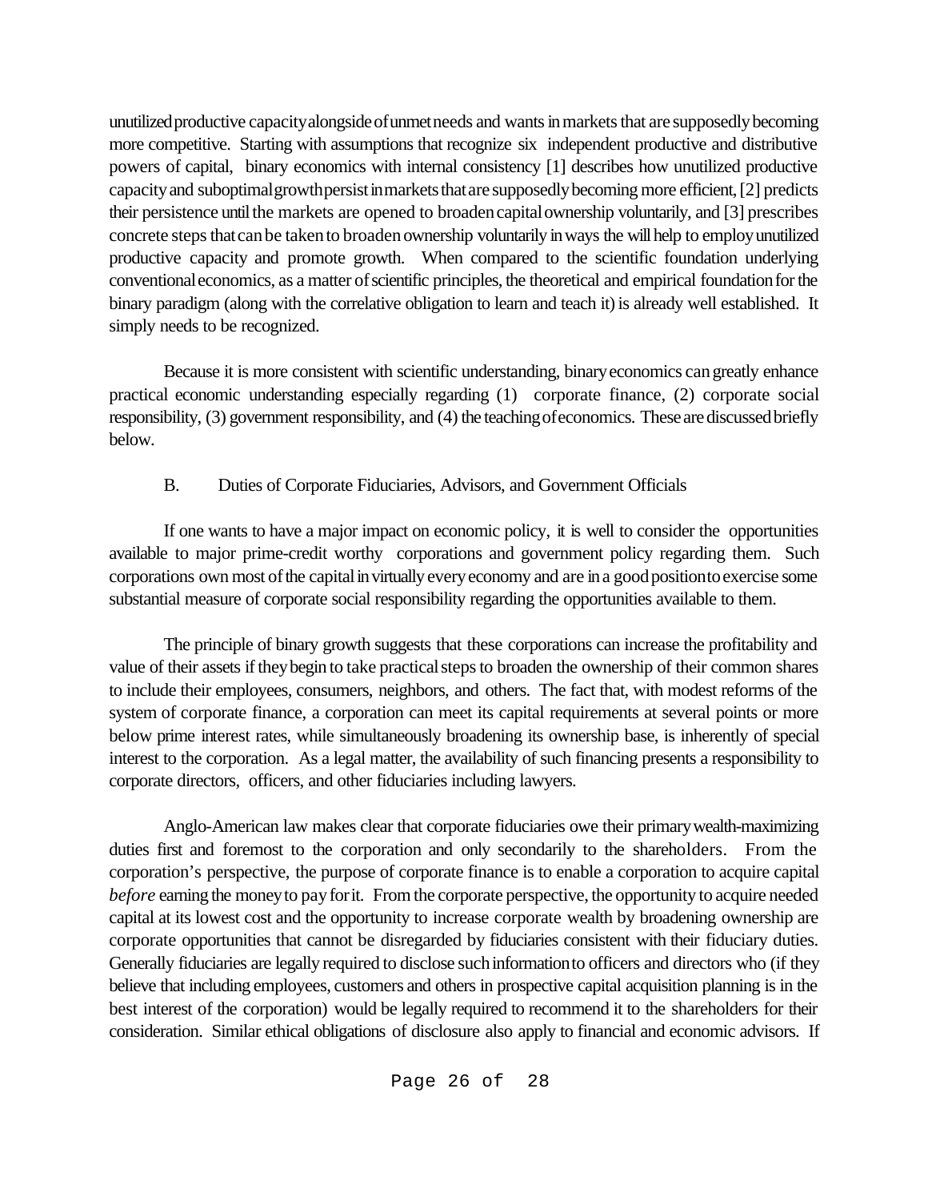unutilized productive capacity alongside of unmet needs and wants in markets that are supposedly becoming more competitive. Starting with assumptions that recognize six independent productive and distributive powers of capital, binary economics with internal consistency [1] describes how unutilized productive capacity and suboptimal growth persist in markets that are supposedly becoming more efficient, [2] predicts their persistence until the markets are opened to broaden capital ownership voluntarily, and [3] prescribes concrete steps that can be taken to broaden ownership voluntarily in ways the will help to employ unutilized productive capacity and promote growth. When compared to the scientific foundation underlying conventional economics, as a matter of scientific principles, the theoretical and empirical foundation for the binary paradigm (along with the correlative obligation to learn and teach it) is already well established. It simply needs to be recognized.

Because it is more consistent with scientific understanding, binary economics can greatly enhance practical economic understanding especially regarding (1) corporate finance, (2) corporate social responsibility, (3) government responsibility, and (4) the teaching of economics. These are discussed briefly below.

## B. Duties of Corporate Fiduciaries, Advisors, and Government Officials

If one wants to have a major impact on economic policy, it is well to consider the opportunities available to major prime-credit worthy corporations and government policy regarding them. Such corporations own most of the capital in virtually every economy and are in a good position to exercise some substantial measure of corporate social responsibility regarding the opportunities available to them.

The principle of binary growth suggests that these corporations can increase the profitability and value of their assets if they begin to take practical steps to broaden the ownership of their common shares to include their employees, consumers, neighbors, and others. The fact that, with modest reforms of the system of corporate finance, a corporation can meet its capital requirements at several points or more below prime interest rates, while simultaneously broadening its ownership base, is inherently of special interest to the corporation. As a legal matter, the availability of such financing presents a responsibility to corporate directors, officers, and other fiduciaries including lawyers.

Anglo-American law makes clear that corporate fiduciaries owe their primary wealth-maximizing duties first and foremost to the corporation and only secondarily to the shareholders. From the corporation's perspective, the purpose of corporate finance is to enable a corporation to acquire capital *before* earning the money to pay for it. From the corporate perspective, the opportunity to acquire needed capital at its lowest cost and the opportunity to increase corporate wealth by broadening ownership are corporate opportunities that cannot be disregarded by fiduciaries consistent with their fiduciary duties. Generally fiduciaries are legally required to disclose such information to officers and directors who (if they believe that including employees, customers and others in prospective capital acquisition planning is in the best interest of the corporation) would be legally required to recommend it to the shareholders for their consideration. Similar ethical obligations of disclosure also apply to financial and economic advisors. If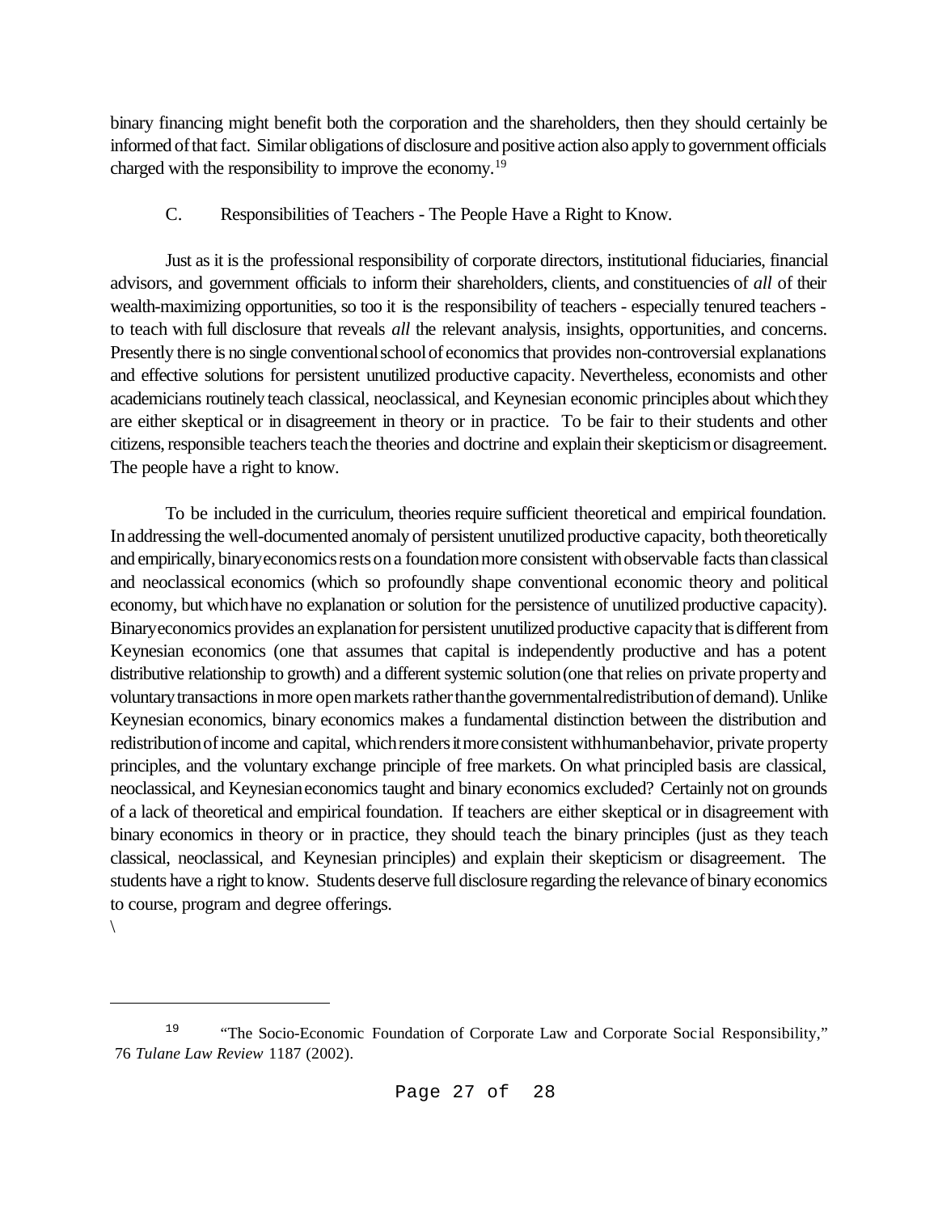binary financing might benefit both the corporation and the shareholders, then they should certainly be informed of that fact. Similar obligations of disclosure and positive action also apply to government officials charged with the responsibility to improve the economy.[19]

C. Responsibilities of Teachers - The People Have a Right to Know.

Just as it is the professional responsibility of corporate directors, institutional fiduciaries, financial advisors, and government officials to inform their shareholders, clients, and constituencies of *all* of their wealth-maximizing opportunities, so too it is the responsibility of teachers - especially tenured teachers - to teach with full disclosure that reveals *all* the relevant analysis, insights, opportunities, and concerns. Presently there is no single conventional school of economics that provides non-controversial explanations and effective solutions for persistent unutilized productive capacity. Nevertheless, economists and other academicians routinely teach classical, neoclassical, and Keynesian economic principles about which they are either skeptical or in disagreement in theory or in practice. To be fair to their students and other citizens, responsible teachers teach the theories and doctrine and explain their skepticism or disagreement. The people have a right to know.

To be included in the curriculum, theories require sufficient theoretical and empirical foundation. In addressing the well-documented anomaly of persistent unutilized productive capacity, both theoretically and empirically, binary economics rests on a foundation more consistent with observable facts than classical and neoclassical economics (which so profoundly shape conventional economic theory and political economy, but which have no explanation or solution for the persistence of unutilized productive capacity). Binary economics provides an explanation for persistent unutilized productive capacity that is different from Keynesian economics (one that assumes that capital is independently productive and has a potent distributive relationship to growth) and a different systemic solution (one that relies on private property and voluntary transactions in more open markets rather than the governmental redistribution of demand). Unlike Keynesian economics, binary economics makes a fundamental distinction between the distribution and redistribution of income and capital, which renders it more consistent with human behavior, private property principles, and the voluntary exchange principle of free markets. On what principled basis are classical, neoclassical, and Keynesian economics taught and binary economics excluded? Certainly not on grounds of a lack of theoretical and empirical foundation. If teachers are either skeptical or in disagreement with binary economics in theory or in practice, they should teach the binary principles (just as they teach classical, neoclassical, and Keynesian principles) and explain their skepticism or disagreement. The students have a right to know. Students deserve full disclosure regarding the relevance of binary economics to course, program and degree offerings.

\

[19] "The Socio-Economic Foundation of Corporate Law and Corporate Social Responsibility," 76 *Tulane Law Review* 1187 (2002).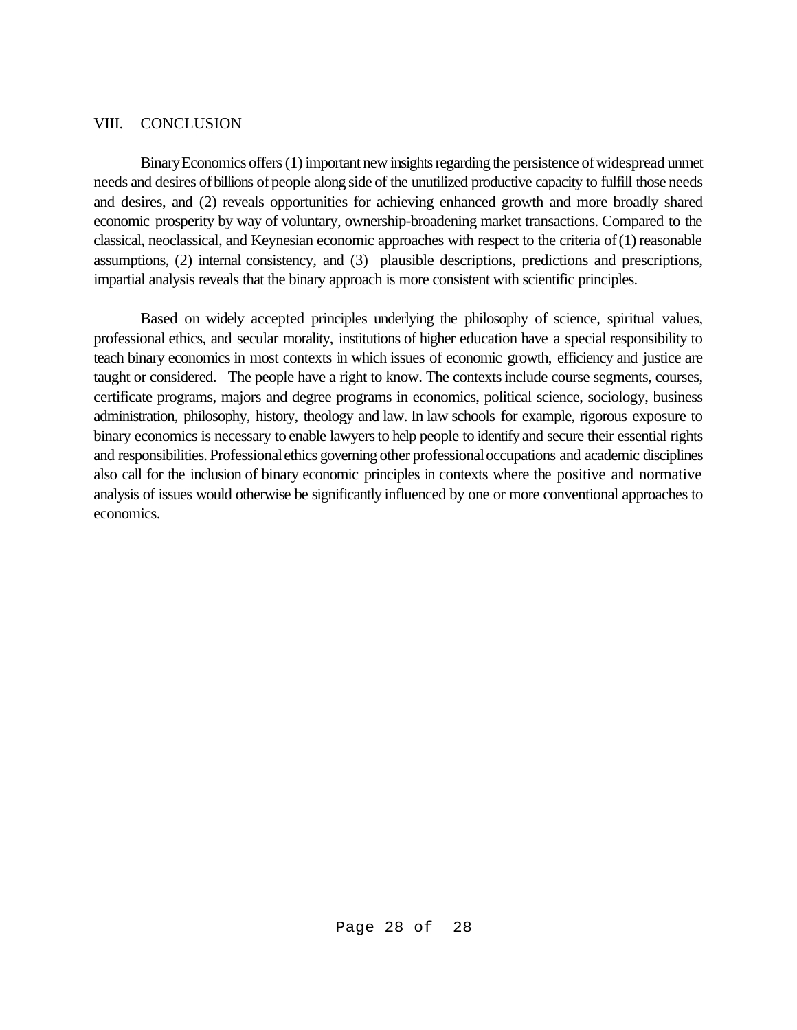## VIII. CONCLUSION

Binary Economics offers (1) important new insights regarding the persistence of widespread unmet needs and desires of billions of people along side of the unutilized productive capacity to fulfill those needs and desires, and (2) reveals opportunities for achieving enhanced growth and more broadly shared economic prosperity by way of voluntary, ownership-broadening market transactions. Compared to the classical, neoclassical, and Keynesian economic approaches with respect to the criteria of (1) reasonable assumptions, (2) internal consistency, and (3) plausible descriptions, predictions and prescriptions, impartial analysis reveals that the binary approach is more consistent with scientific principles.

Based on widely accepted principles underlying the philosophy of science, spiritual values, professional ethics, and secular morality, institutions of higher education have a special responsibility to teach binary economics in most contexts in which issues of economic growth, efficiency and justice are taught or considered. The people have a right to know. The contexts include course segments, courses, certificate programs, majors and degree programs in economics, political science, sociology, business administration, philosophy, history, theology and law. In law schools for example, rigorous exposure to binary economics is necessary to enable lawyers to help people to identify and secure their essential rights and responsibilities. Professional ethics governing other professional occupations and academic disciplines also call for the inclusion of binary economic principles in contexts where the positive and normative analysis of issues would otherwise be significantly influenced by one or more conventional approaches to economics.